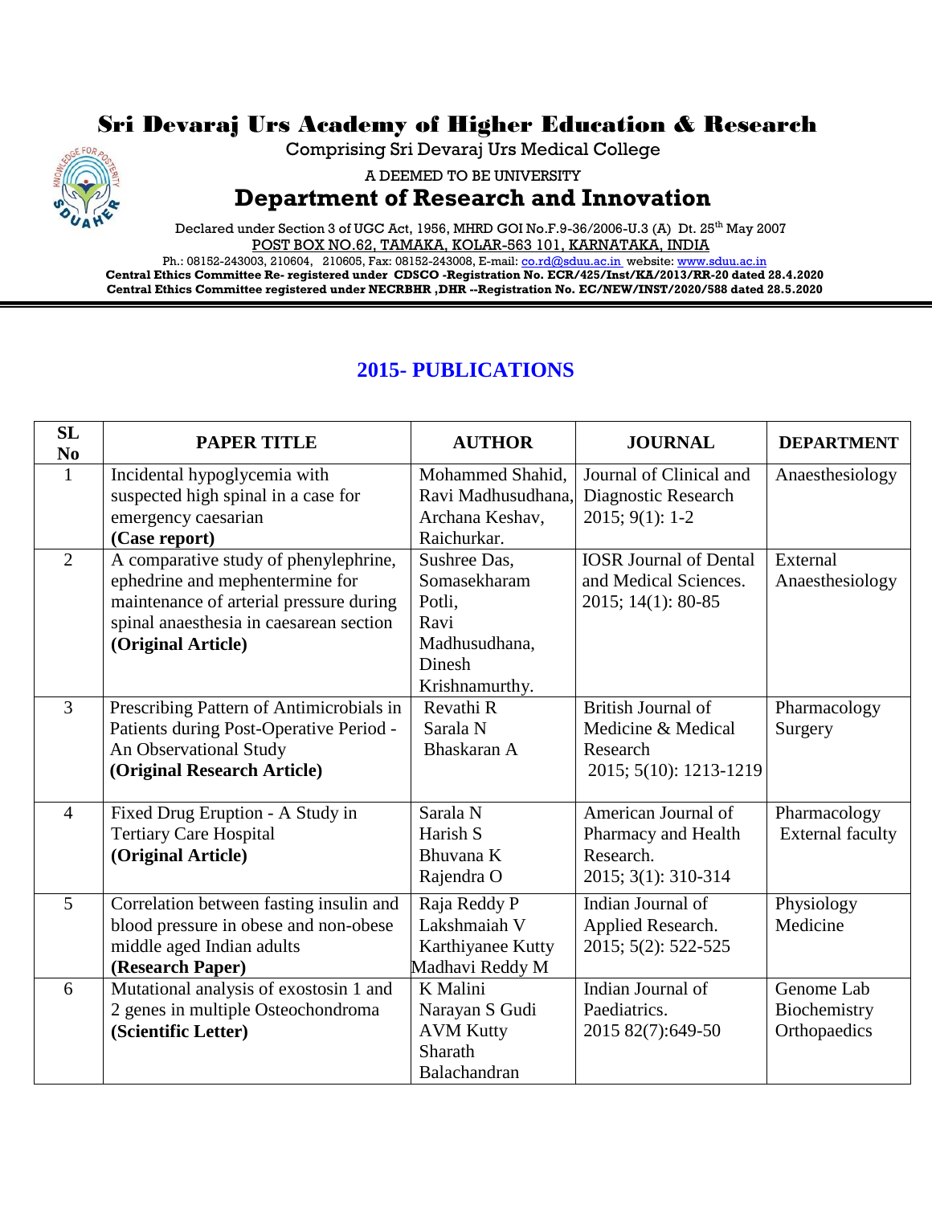# Sri Devaraj Urs Academy of Higher Education & Research

Comprising Sri Devaraj Urs Medical College

A DEEMED TO BE UNIVERSITY

## Department of Research and Innovation

Declared under Section 3 of UGC Act, 1956, MHRD GOI No.F.9-36/2006-U.3 (A) Dt. 25th May 2007

POST BOX NO.62, TAMAKA, KOLAR-563 101, KARNATAKA, INDIA

Ph.: 08152-243003, 210604, 210605, Fax: 08152-243008, E-mail: co.rd@sduu.ac.in website: www.sduu.ac.in

**Central Ethics Committee Re- registered under CDSCO -Registration No. ECR/425/Inst/KA/2013/RR-20 dated 28.4.2020**

**Central Ethics Committee registered under NECRBHR ,DHR --Registration No. EC/NEW/INST/2020/588 dated 28.5.2020**

## 2015- PUBLICATIONS

| SL No | PAPER TITLE | AUTHOR | JOURNAL | DEPARTMENT |
|---|---|---|---|---|
| 1 | Incidental hypoglycemia with suspected high spinal in a case for emergency caesarian **(Case report)** | Mohammed Shahid, Ravi Madhusudhana, Archana Keshav, Raichurkar. | Journal of Clinical and Diagnostic Research 2015; 9(1): 1-2 | Anaesthesiology |
| 2 | A comparative study of phenylephrine, ephedrine and mephentermine for maintenance of arterial pressure during spinal anaesthesia in caesarean section **(Original Article)** | Sushree Das, Somasekharam Potli, Ravi Madhusudhana, Dinesh Krishnamurthy. | IOSR Journal of Dental and Medical Sciences. 2015; 14(1): 80-85 | External Anaesthesiology |
| 3 | Prescribing Pattern of Antimicrobials in Patients during Post-Operative Period - An Observational Study **(Original Research Article)** | Revathi R Sarala N Bhaskaran A | British Journal of Medicine & Medical Research 2015; 5(10): 1213-1219 | Pharmacology Surgery |
| 4 | Fixed Drug Eruption - A Study in Tertiary Care Hospital **(Original Article)** | Sarala N Harish S Bhuvana K Rajendra O | American Journal of Pharmacy and Health Research. 2015; 3(1): 310-314 | Pharmacology External faculty |
| 5 | Correlation between fasting insulin and blood pressure in obese and non-obese middle aged Indian adults **(Research Paper)** | Raja Reddy P Lakshmaiah V Karthiyanee Kutty Madhavi Reddy M | Indian Journal of Applied Research. 2015; 5(2): 522-525 | Physiology Medicine |
| 6 | Mutational analysis of exostosin 1 and 2 genes in multiple Osteochondroma **(Scientific Letter)** | K Malini Narayan S Gudi AVM Kutty Sharath Balachandran | Indian Journal of Paediatrics. 2015 82(7):649-50 | Genome Lab Biochemistry Orthopaedics |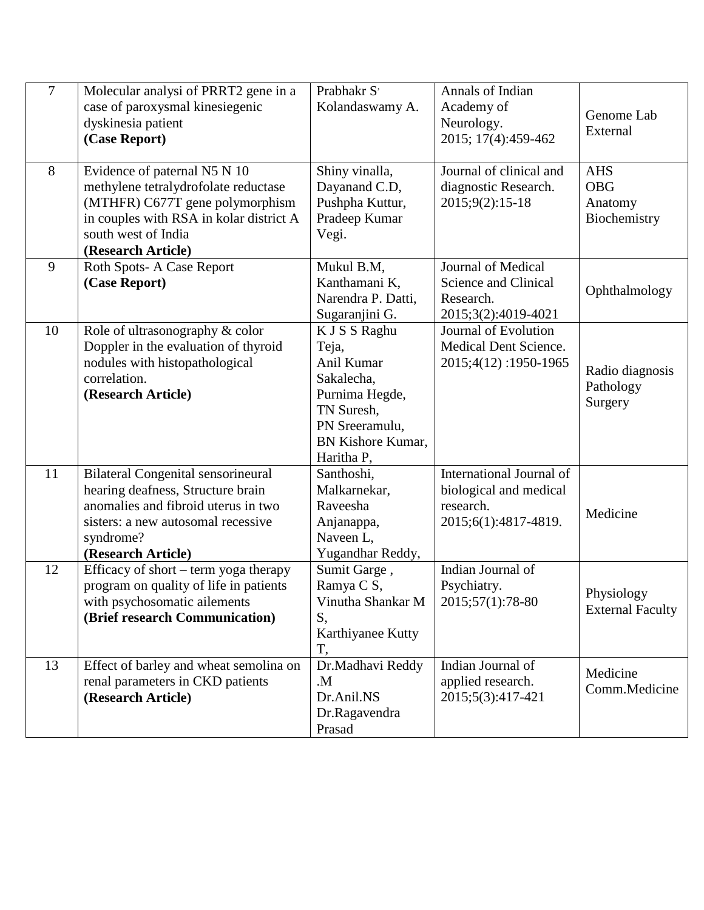| 7 | Molecular analysi of PRRT2 gene in a case of paroxysmal kinesiegenic dyskinesia patient **(Case Report)** | Prabhakr S, Kolandaswamy A. | Annals of Indian Academy of Neurology. 2015; 17(4):459-462 | Genome Lab External |
|---|---|---|---|---|
| 8 | Evidence of paternal N5 N 10 methylene tetralydrofolate reductase (MTHFR) C677T gene polymorphism in couples with RSA in kolar district A south west of India **(Research Article)** | Shiny vinalla, Dayanand C.D, Pushpha Kuttur, Pradeep Kumar Vegi. | Journal of clinical and diagnostic Research. 2015;9(2):15-18 | AHS OBG Anatomy Biochemistry |
| 9 | Roth Spots- A Case Report **(Case Report)** | Mukul B.M, Kanthamani K, Narendra P. Datti, Sugaranjini G. | Journal of Medical Science and Clinical Research. 2015;3(2):4019-4021 | Ophthalmology |
| 10 | Role of ultrasonography & color Doppler in the evaluation of thyroid nodules with histopathological correlation. **(Research Article)** | K J S S Raghu Teja, Anil Kumar Sakalecha, Purnima Hegde, TN Suresh, PN Sreeramulu, BN Kishore Kumar, Haritha P, | Journal of Evolution Medical Dent Science. 2015;4(12) :1950-1965 | Radio diagnosis Pathology Surgery |
| 11 | Bilateral Congenital sensorineural hearing deafness, Structure brain anomalies and fibroid uterus in two sisters: a new autosomal recessive syndrome? **(Research Article)** | Santhoshi, Malkarnekar, Raveesha Anjanappa, Naveen L, Yugandhar Reddy, | International Journal of biological and medical research. 2015;6(1):4817-4819. | Medicine |
| 12 | Efficacy of short – term yoga therapy program on quality of life in patients with psychosomatic ailements **(Brief research Communication)** | Sumit Garge , Ramya C S, Vinutha Shankar M S, Karthiyanee Kutty T, | Indian Journal of Psychiatry. 2015;57(1):78-80 | Physiology External Faculty |
| 13 | Effect of barley and wheat semolina on renal parameters in CKD patients **(Research Article)** | Dr.Madhavi Reddy .M Dr.Anil.NS Dr.Ragavendra Prasad | Indian Journal of applied research. 2015;5(3):417-421 | Medicine Comm.Medicine |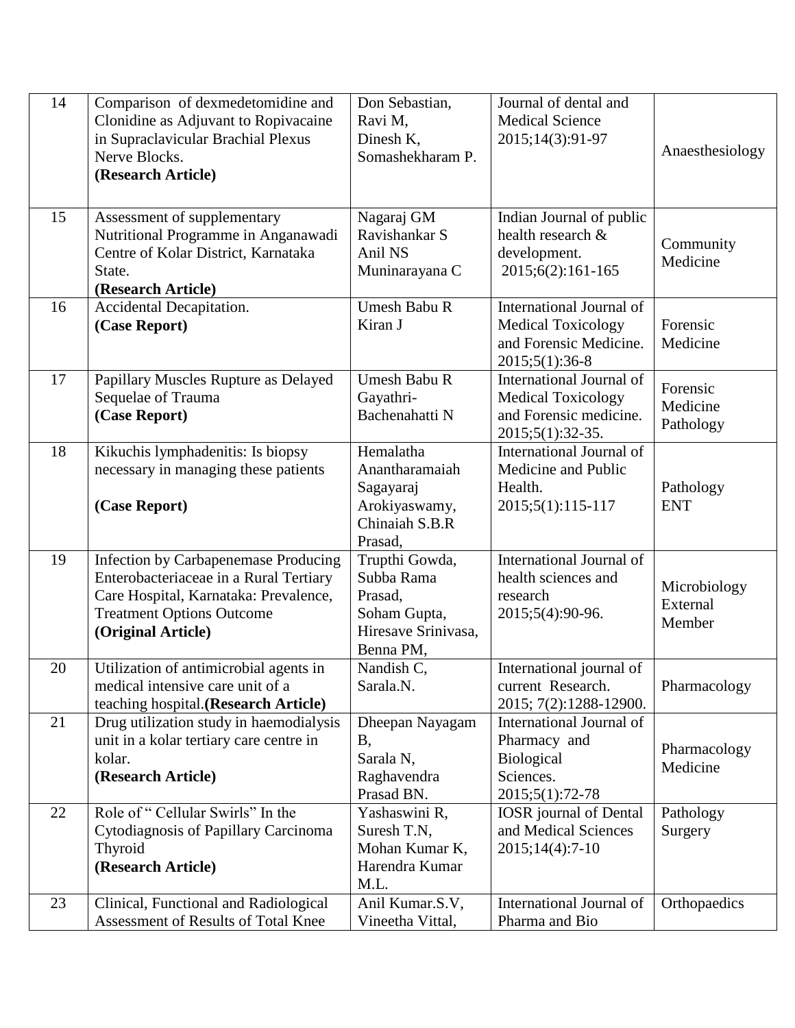| 14 | Comparison of dexmedetomidine and Clonidine as Adjuvant to Ropivacaine in Supraclavicular Brachial Plexus Nerve Blocks. **(Research Article)** | Don Sebastian, Ravi M, Dinesh K, Somashekharam P. | Journal of dental and Medical Science 2015;14(3):91-97 | Anaesthesiology |
|---|---|---|---|---|
| 15 | Assessment of supplementary Nutritional Programme in Anganawadi Centre of Kolar District, Karnataka State. **(Research Article)** | Nagaraj GM Ravishankar S Anil NS Muninarayana C | Indian Journal of public health research & development. 2015;6(2):161-165 | Community Medicine |
| 16 | Accidental Decapitation. **(Case Report)** | Umesh Babu R Kiran J | International Journal of Medical Toxicology and Forensic Medicine. 2015;5(1):36-8 | Forensic Medicine |
| 17 | Papillary Muscles Rupture as Delayed Sequelae of Trauma **(Case Report)** | Umesh Babu R Gayathri-Bachenahatti N | International Journal of Medical Toxicology and Forensic medicine. 2015;5(1):32-35. | Forensic Medicine Pathology |
| 18 | Kikuchis lymphadenitis: Is biopsy necessary in managing these patients **(Case Report)** | Hemalatha Anantharamaiah Sagayaraj Arokiyaswamy, Chinaiah S.B.R Prasad, | International Journal of Medicine and Public Health. 2015;5(1):115-117 | Pathology ENT |
| 19 | Infection by Carbapenemase Producing Enterobacteriaceae in a Rural Tertiary Care Hospital, Karnataka: Prevalence, Treatment Options Outcome **(Original Article)** | Trupthi Gowda, Subba Rama Prasad, Soham Gupta, Hiresave Srinivasa, Benna PM, | International Journal of health sciences and research 2015;5(4):90-96. | Microbiology External Member |
| 20 | Utilization of antimicrobial agents in medical intensive care unit of a teaching hospital.**(Research Article)** | Nandish C, Sarala.N. | International journal of current Research. 2015; 7(2):1288-12900. | Pharmacology |
| 21 | Drug utilization study in haemodialysis unit in a kolar tertiary care centre in kolar. **(Research Article)** | Dheepan Nayagam B, Sarala N, Raghavendra Prasad BN. | International Journal of Pharmacy and Biological Sciences. 2015;5(1):72-78 | Pharmacology Medicine |
| 22 | Role of " Cellular Swirls" In the Cytodiagnosis of Papillary Carcinoma Thyroid **(Research Article)** | Yashaswini R, Suresh T.N, Mohan Kumar K, Harendra Kumar M.L. | IOSR journal of Dental and Medical Sciences 2015;14(4):7-10 | Pathology Surgery |
| 23 | Clinical, Functional and Radiological Assessment of Results of Total Knee | Anil Kumar.S.V, Vineetha Vittal, | International Journal of Pharma and Bio | Orthopaedics |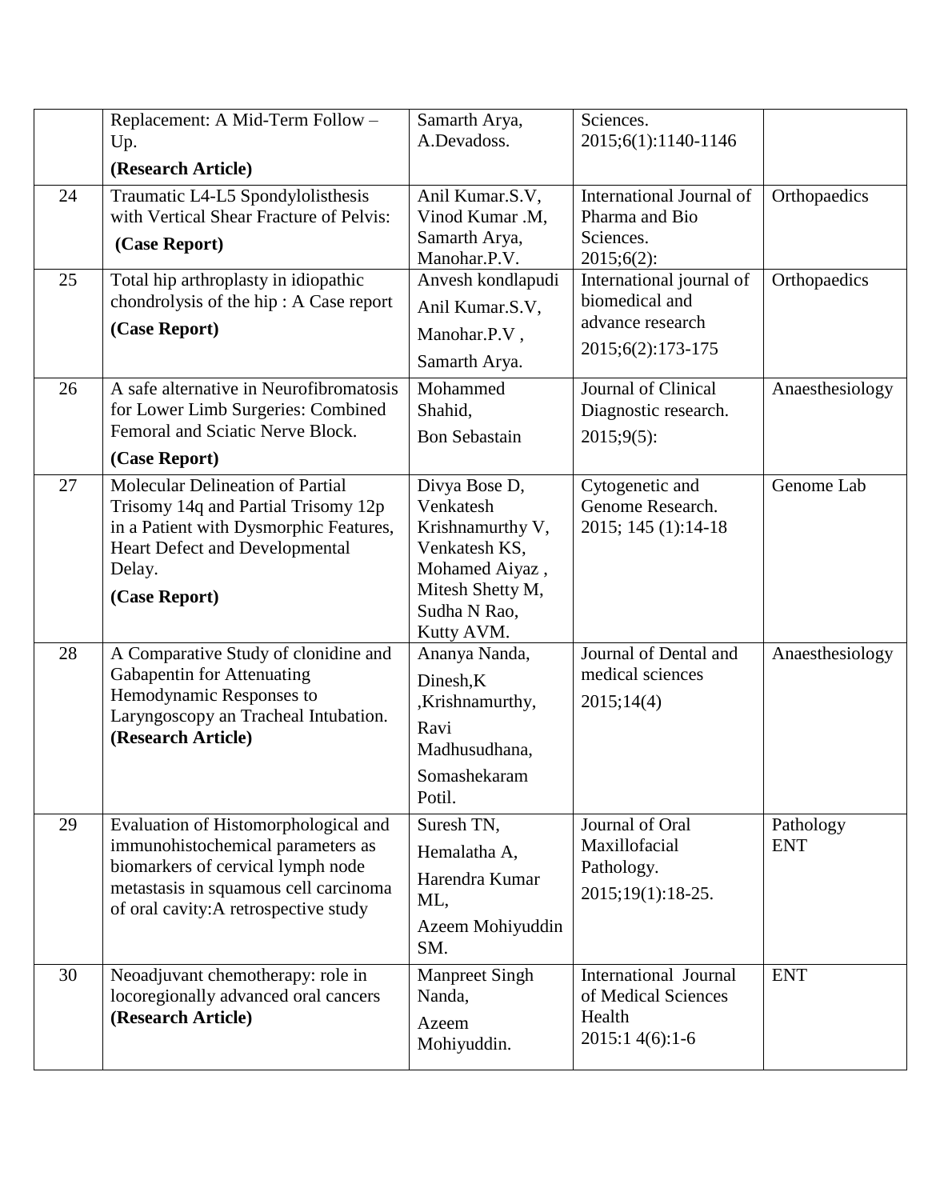|  | Replacement: A Mid-Term Follow – Up. **(Research Article)** | Samarth Arya, A.Devadoss. | Sciences. 2015;6(1):1140-1146 |  |
|---|---|---|---|---|
| 24 | Traumatic L4-L5 Spondylolisthesis with Vertical Shear Fracture of Pelvis: **(Case Report)** | Anil Kumar.S.V, Vinod Kumar .M, Samarth Arya, Manohar.P.V. | International Journal of Pharma and Bio Sciences. 2015;6(2): | Orthopaedics |
| 25 | Total hip arthroplasty in idiopathic chondrolysis of the hip : A Case report **(Case Report)** | Anvesh kondlapudi Anil Kumar.S.V, Manohar.P.V , Samarth Arya. | International journal of biomedical and advance research 2015;6(2):173-175 | Orthopaedics |
| 26 | A safe alternative in Neurofibromatosis for Lower Limb Surgeries: Combined Femoral and Sciatic Nerve Block. **(Case Report)** | Mohammed Shahid, Bon Sebastain | Journal of Clinical Diagnostic research. 2015;9(5): | Anaesthesiology |
| 27 | Molecular Delineation of Partial Trisomy 14q and Partial Trisomy 12p in a Patient with Dysmorphic Features, Heart Defect and Developmental Delay. **(Case Report)** | Divya Bose D, Venkatesh Krishnamurthy V, Venkatesh KS, Mohamed Aiyaz , Mitesh Shetty M, Sudha N Rao, Kutty AVM. | Cytogenetic and Genome Research. 2015; 145 (1):14-18 | Genome Lab |
| 28 | A Comparative Study of clonidine and Gabapentin for Attenuating Hemodynamic Responses to Laryngoscopy an Tracheal Intubation. **(Research Article)** | Ananya Nanda, Dinesh,K ,Krishnamurthy, Ravi Madhusudhana, Somashekaram Potil. | Journal of Dental and medical sciences 2015;14(4) | Anaesthesiology |
| 29 | Evaluation of Histomorphological and immunohistochemical parameters as biomarkers of cervical lymph node metastasis in squamous cell carcinoma of oral cavity:A retrospective study | Suresh TN, Hemalatha A, Harendra Kumar ML, Azeem Mohiyuddin SM. | Journal of Oral Maxillofacial Pathology. 2015;19(1):18-25. | Pathology ENT |
| 30 | Neoadjuvant chemotherapy: role in locoregionally advanced oral cancers **(Research Article)** | Manpreet Singh Nanda, Azeem Mohiyuddin. | International Journal of Medical Sciences Health 2015:1 4(6):1-6 | ENT |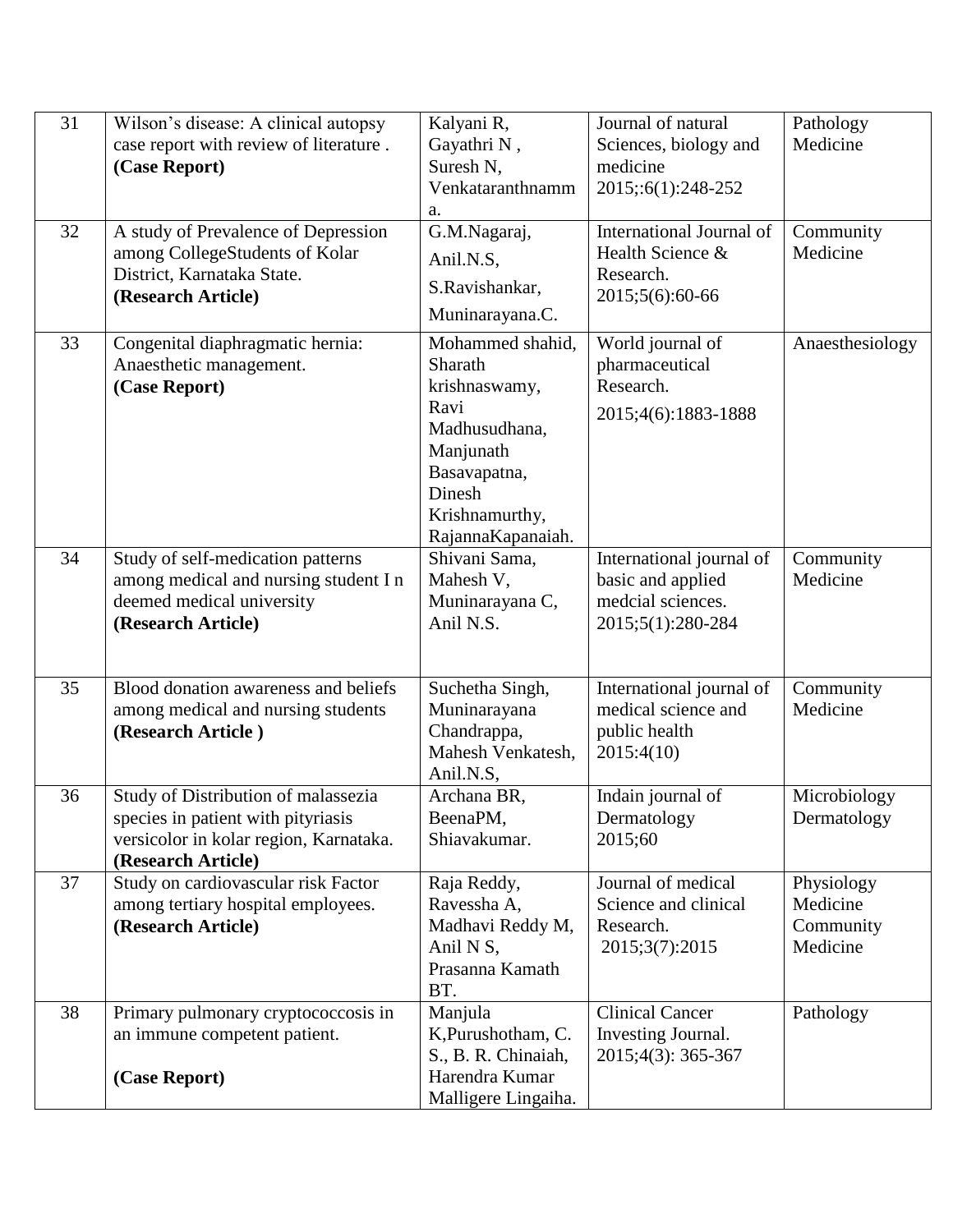| 31 | Wilson's disease: A clinical autopsy case report with review of literature . **(Case Report)** | Kalyani R, Gayathri N , Suresh N, Venkataranthnamma. | Journal of natural Sciences, biology and medicine 2015;:6(1):248-252 | Pathology Medicine |
|---|---|---|---|---|
| 32 | A study of Prevalence of Depression among CollegeStudents of Kolar District, Karnataka State. **(Research Article)** | G.M.Nagaraj, Anil.N.S, S.Ravishankar, Muninarayana.C. | International Journal of Health Science & Research. 2015;5(6):60-66 | Community Medicine |
| 33 | Congenital diaphragmatic hernia: Anaesthetic management. **(Case Report)** | Mohammed shahid, Sharath krishnaswamy, Ravi Madhusudhana, Manjunath Basavapatna, Dinesh Krishnamurthy, RajannaKapanaiah. | World journal of pharmaceutical Research. 2015;4(6):1883-1888 | Anaesthesiology |
| 34 | Study of self-medication patterns among medical and nursing student I n deemed medical university **(Research Article)** | Shivani Sama, Mahesh V, Muninarayana C, Anil N.S. | International journal of basic and applied medcial sciences. 2015;5(1):280-284 | Community Medicine |
| 35 | Blood donation awareness and beliefs among medical and nursing students **(Research Article )** | Suchetha Singh, Muninarayana Chandrappa, Mahesh Venkatesh, Anil.N.S, | International journal of medical science and public health 2015:4(10) | Community Medicine |
| 36 | Study of Distribution of malassezia species in patient with pityriasis versicolor in kolar region, Karnataka. **(Research Article)** | Archana BR, BeenaPM, Shiavakumar. | Indain journal of Dermatology 2015;60 | Microbiology Dermatology |
| 37 | Study on cardiovascular risk Factor among tertiary hospital employees. **(Research Article)** | Raja Reddy, Ravessha A, Madhavi Reddy M, Anil N S, Prasanna Kamath BT. | Journal of medical Science and clinical Research. 2015;3(7):2015 | Physiology Medicine Community Medicine |
| 38 | Primary pulmonary cryptococcosis in an immune competent patient. **(Case Report)** | Manjula K,Purushotham, C. S., B. R. Chinaiah, Harendra Kumar Malligere Lingaiha. | Clinical Cancer Investing Journal. 2015;4(3): 365-367 | Pathology |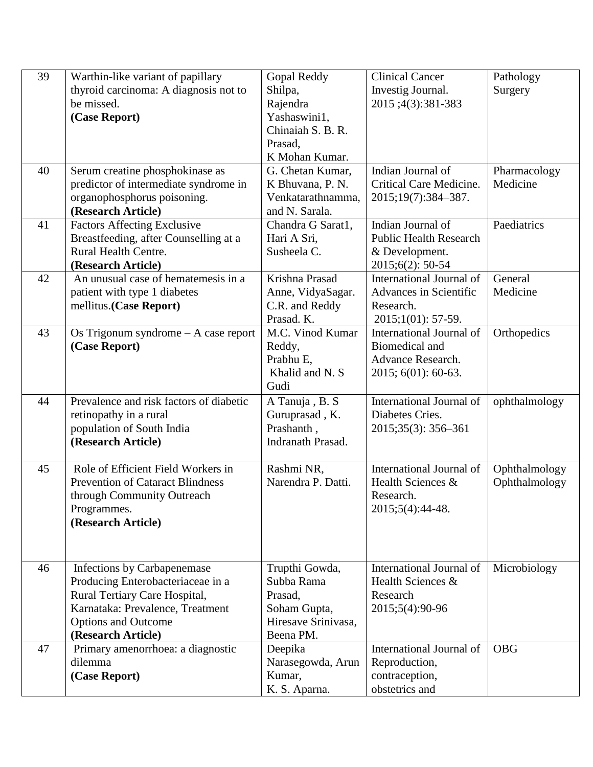| 39 | Warthin-like variant of papillary thyroid carcinoma: A diagnosis not to be missed. **(Case Report)** | Gopal Reddy Shilpa, Rajendra Yashaswini1, Chinaiah S. B. R. Prasad, K Mohan Kumar. | Clinical Cancer Investig Journal. 2015 ;4(3):381-383 | Pathology Surgery |
|---|---|---|---|---|
| 40 | Serum creatine phosphokinase as predictor of intermediate syndrome in organophosphorus poisoning. **(Research Article)** | G. Chetan Kumar, K Bhuvana, P. N. Venkatarathnamma, and N. Sarala. | Indian Journal of Critical Care Medicine. 2015;19(7):384–387. | Pharmacology Medicine |
| 41 | Factors Affecting Exclusive Breastfeeding, after Counselling at a Rural Health Centre. **(Research Article)** | Chandra G Sarat1, Hari A Sri, Susheela C. | Indian Journal of Public Health Research & Development. 2015;6(2): 50-54 | Paediatrics |
| 42 | An unusual case of hematemesis in a patient with type 1 diabetes mellitus.**(Case Report)** | Krishna Prasad Anne, VidyaSagar. C.R. and Reddy Prasad. K. | International Journal of Advances in Scientific Research. 2015;1(01): 57-59. | General Medicine |
| 43 | Os Trigonum syndrome – A case report **(Case Report)** | M.C. Vinod Kumar Reddy, Prabhu E, Khalid and N. S Gudi | International Journal of Biomedical and Advance Research. 2015; 6(01): 60-63. | Orthopedics |
| 44 | Prevalence and risk factors of diabetic retinopathy in a rural population of South India **(Research Article)** | A Tanuja , B. S Guruprasad , K. Prashanth , Indranath Prasad. | International Journal of Diabetes Cries. 2015;35(3): 356–361 | ophthalmology |
| 45 | Role of Efficient Field Workers in Prevention of Cataract Blindness through Community Outreach Programmes. **(Research Article)** | Rashmi NR, Narendra P. Datti. | International Journal of Health Sciences & Research. 2015;5(4):44-48. | Ophthalmology Ophthalmology |
| 46 | Infections by Carbapenemase Producing Enterobacteriaceae in a Rural Tertiary Care Hospital, Karnataka: Prevalence, Treatment Options and Outcome **(Research Article)** | Trupthi Gowda, Subba Rama Prasad, Soham Gupta, Hiresave Srinivasa, Beena PM. | International Journal of Health Sciences & Research 2015;5(4):90-96 | Microbiology |
| 47 | Primary amenorrhoea: a diagnostic dilemma **(Case Report)** | Deepika Narasegowda, Arun Kumar, K. S. Aparna. | International Journal of Reproduction, contraception, obstetrics and | OBG |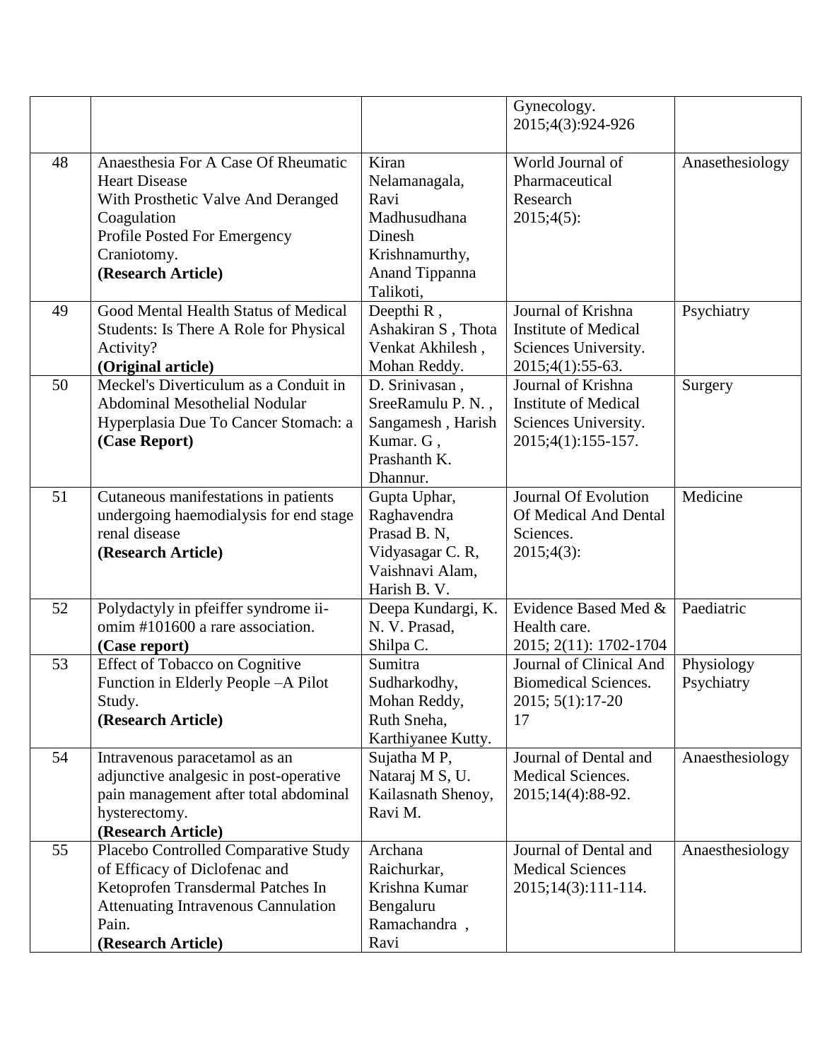| | | | Gynecology. 2015;4(3):924-926 | |
|---|---|---|---|---|
| 48 | Anaesthesia For A Case Of Rheumatic Heart Disease With Prosthetic Valve And Deranged Coagulation Profile Posted For Emergency Craniotomy. **(Research Article)** | Kiran Nelamanagala, Ravi Madhusudhana Dinesh Krishnamurthy, Anand Tippanna Talikoti, | World Journal of Pharmaceutical Research 2015;4(5): | Anasethesiology |
| 49 | Good Mental Health Status of Medical Students: Is There A Role for Physical Activity? **(Original article)** | Deepthi R , Ashakiran S , Thota Venkat Akhilesh , Mohan Reddy. | Journal of Krishna Institute of Medical Sciences University. 2015;4(1):55-63. | Psychiatry |
| 50 | Meckel's Diverticulum as a Conduit in Abdominal Mesothelial Nodular Hyperplasia Due To Cancer Stomach: a **(Case Report)** | D. Srinivasan , SreeRamulu P. N. , Sangamesh , Harish Kumar. G , Prashanth K. Dhannur. | Journal of Krishna Institute of Medical Sciences University. 2015;4(1):155-157. | Surgery |
| 51 | Cutaneous manifestations in patients undergoing haemodialysis for end stage renal disease **(Research Article)** | Gupta Uphar, Raghavendra Prasad B. N, Vidyasagar C. R, Vaishnavi Alam, Harish B. V. | Journal Of Evolution Of Medical And Dental Sciences. 2015;4(3): | Medicine |
| 52 | Polydactyly in pfeiffer syndrome ii-omim #101600 a rare association. **(Case report)** | Deepa Kundargi, K. N. V. Prasad, Shilpa C. | Evidence Based Med & Health care. 2015; 2(11): 1702-1704 | Paediatric |
| 53 | Effect of Tobacco on Cognitive Function in Elderly People –A Pilot Study. **(Research Article)** | Sumitra Sudharkodhy, Mohan Reddy, Ruth Sneha, Karthiyanee Kutty. | Journal of Clinical And Biomedical Sciences. 2015; 5(1):17-20 17 | Physiology Psychiatry |
| 54 | Intravenous paracetamol as an adjunctive analgesic in post-operative pain management after total abdominal hysterectomy. **(Research Article)** | Sujatha M P, Nataraj M S, U. Kailasnath Shenoy, Ravi M. | Journal of Dental and Medical Sciences. 2015;14(4):88-92. | Anaesthesiology |
| 55 | Placebo Controlled Comparative Study of Efficacy of Diclofenac and Ketoprofen Transdermal Patches In Attenuating Intravenous Cannulation Pain. **(Research Article)** | Archana Raichurkar, Krishna Kumar Bengaluru Ramachandra , Ravi | Journal of Dental and Medical Sciences 2015;14(3):111-114. | Anaesthesiology |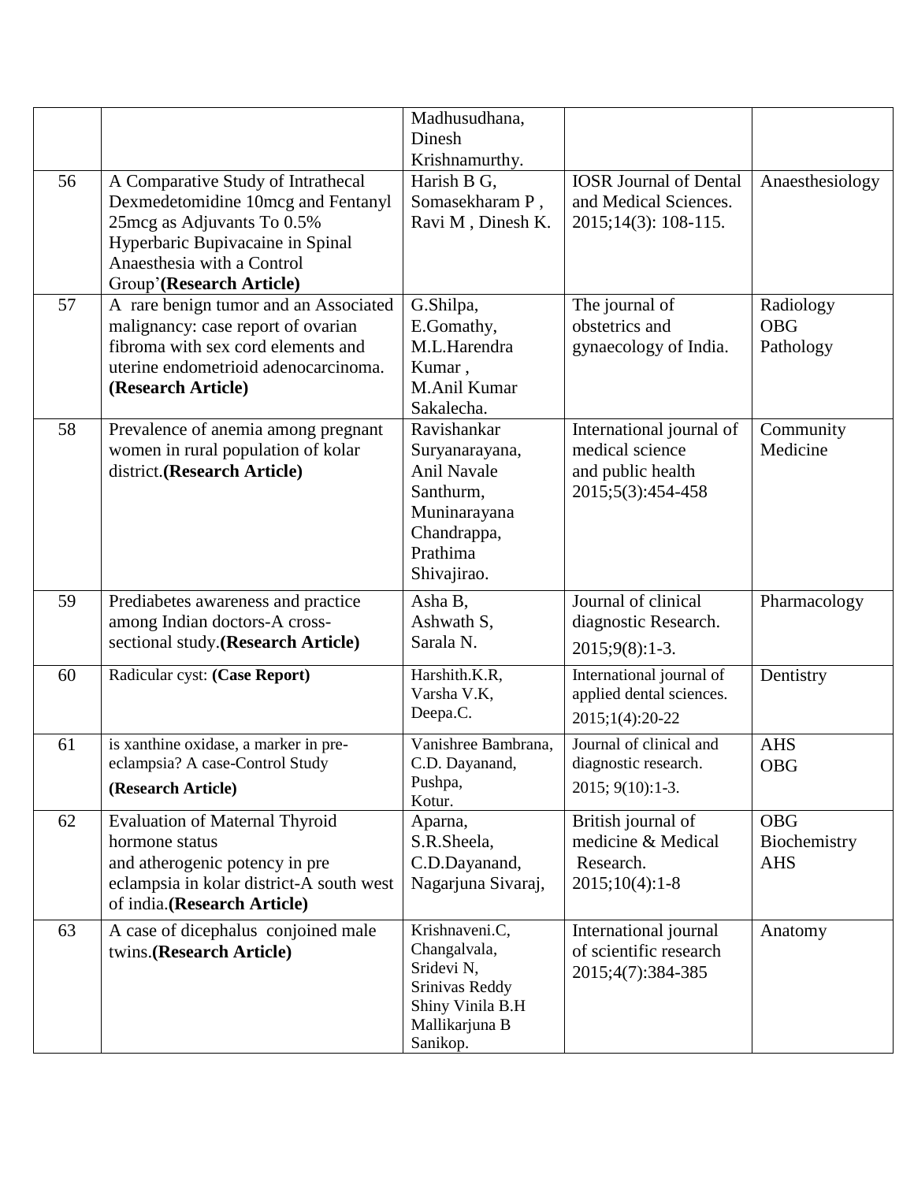| | | Madhusudhana, Dinesh Krishnamurthy. | | |
|---|---|---|---|---|
| 56 | A Comparative Study of Intrathecal Dexmedetomidine 10mcg and Fentanyl 25mcg as Adjuvants To 0.5% Hyperbaric Bupivacaine in Spinal Anaesthesia with a Control Group'**(Research Article)** | Harish B G, Somasekharam P , Ravi M , Dinesh K. | IOSR Journal of Dental and Medical Sciences. 2015;14(3): 108-115. | Anaesthesiology |
| 57 | A rare benign tumor and an Associated malignancy: case report of ovarian fibroma with sex cord elements and uterine endometrioid adenocarcinoma. **(Research Article)** | G.Shilpa, E.Gomathy, M.L.Harendra Kumar , M.Anil Kumar Sakalecha. | The journal of obstetrics and gynaecology of India. | Radiology OBG Pathology |
| 58 | Prevalence of anemia among pregnant women in rural population of kolar district.**(Research Article)** | Ravishankar Suryanarayana, Anil Navale Santhurm, Muninarayana Chandrappa, Prathima Shivajirao. | International journal of medical science and public health 2015;5(3):454-458 | Community Medicine |
| 59 | Prediabetes awareness and practice among Indian doctors-A cross-sectional study.**(Research Article)** | Asha B, Ashwath S, Sarala N. | Journal of clinical diagnostic Research. 2015;9(8):1-3. | Pharmacology |
| 60 | Radicular cyst: **(Case Report)** | Harshith.K.R, Varsha V.K, Deepa.C. | International journal of applied dental sciences. 2015;1(4):20-22 | Dentistry |
| 61 | is xanthine oxidase, a marker in pre-eclampsia? A case-Control Study **(Research Article)** | Vanishree Bambrana, C.D. Dayanand, Pushpa, Kotur. | Journal of clinical and diagnostic research. 2015; 9(10):1-3. | AHS OBG |
| 62 | Evaluation of Maternal Thyroid hormone status and atherogenic potency in pre eclampsia in kolar district-A south west of india.**(Research Article)** | Aparna, S.R.Sheela, C.D.Dayanand, Nagarjuna Sivaraj, | British journal of medicine & Medical Research. 2015;10(4):1-8 | OBG Biochemistry AHS |
| 63 | A case of dicephalus conjoined male twins.**(Research Article)** | Krishnaveni.C, Changalvala, Sridevi N, Srinivas Reddy Shiny Vinila B.H Mallikarjuna B Sanikop. | International journal of scientific research 2015;4(7):384-385 | Anatomy |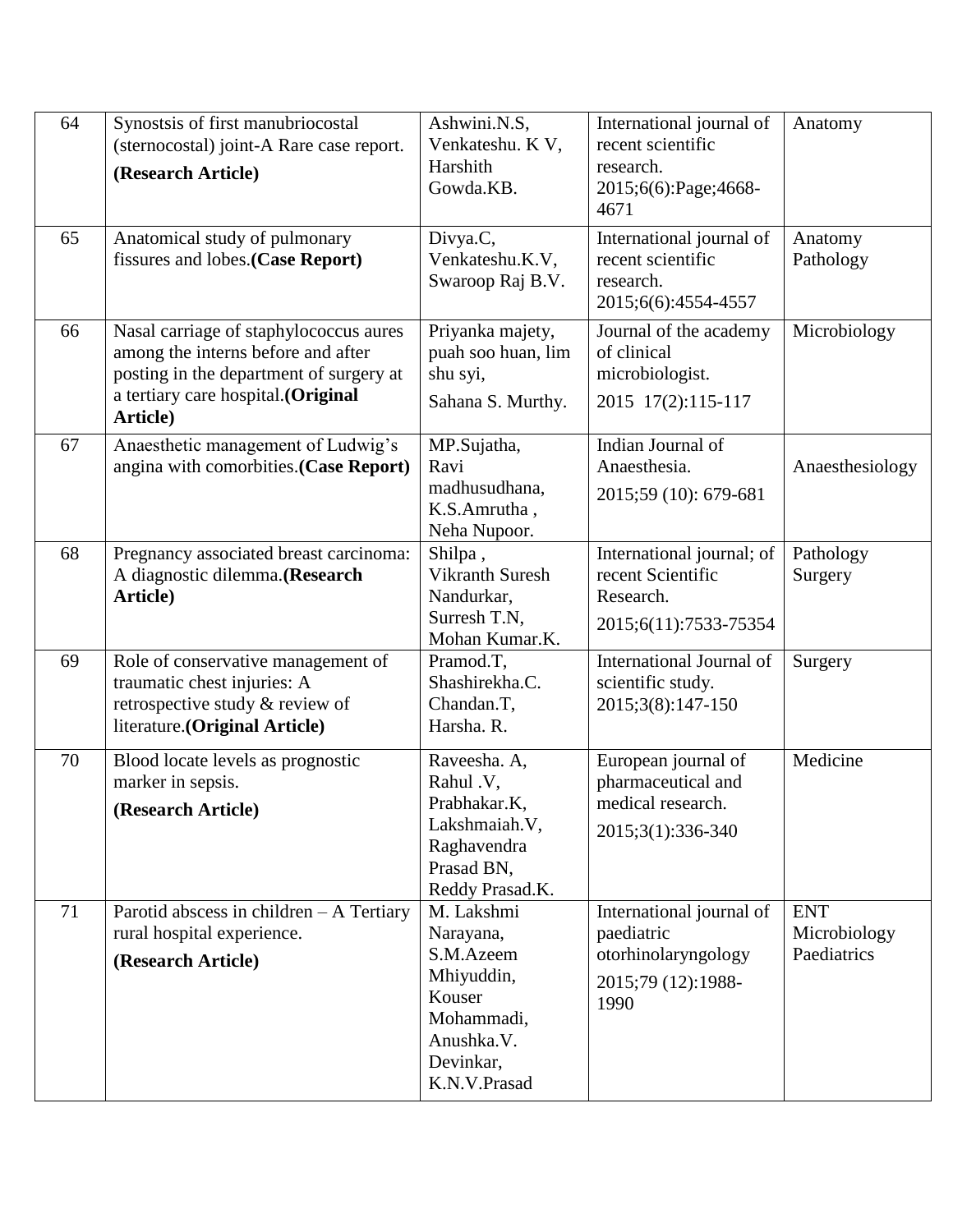| 64 | Synostsis of first manubriocostal (sternocostal) joint-A Rare case report. **(Research Article)** | Ashwini.N.S, Venkateshu. K V, Harshith Gowda.KB. | International journal of recent scientific research. 2015;6(6):Page;4668-4671 | Anatomy |
|---|---|---|---|---|
| 65 | Anatomical study of pulmonary fissures and lobes.**(Case Report)** | Divya.C, Venkateshu.K.V, Swaroop Raj B.V. | International journal of recent scientific research. 2015;6(6):4554-4557 | Anatomy Pathology |
| 66 | Nasal carriage of staphylococcus aures among the interns before and after posting in the department of surgery at a tertiary care hospital.**(Original Article)** | Priyanka majety, puah soo huan, lim shu syi, Sahana S. Murthy. | Journal of the academy of clinical microbiologist. 2015 17(2):115-117 | Microbiology |
| 67 | Anaesthetic management of Ludwig's angina with comorbities.**(Case Report)** | MP.Sujatha, Ravi madhusudhana, K.S.Amrutha , Neha Nupoor. | Indian Journal of Anaesthesia. 2015;59 (10): 679-681 | Anaesthesiology |
| 68 | Pregnancy associated breast carcinoma: A diagnostic dilemma.**(Research Article)** | Shilpa , Vikranth Suresh Nandurkar, Surresh T.N, Mohan Kumar.K. | International journal; of recent Scientific Research. 2015;6(11):7533-75354 | Pathology Surgery |
| 69 | Role of conservative management of traumatic chest injuries: A retrospective study & review of literature.**(Original Article)** | Pramod.T, Shashirekha.C. Chandan.T, Harsha. R. | International Journal of scientific study. 2015;3(8):147-150 | Surgery |
| 70 | Blood locate levels as prognostic marker in sepsis. **(Research Article)** | Raveesha. A, Rahul .V, Prabhakar.K, Lakshmaiah.V, Raghavendra Prasad BN, Reddy Prasad.K. | European journal of pharmaceutical and medical research. 2015;3(1):336-340 | Medicine |
| 71 | Parotid abscess in children – A Tertiary rural hospital experience. **(Research Article)** | M. Lakshmi Narayana, S.M.Azeem Mhiyuddin, Kouser Mohammadi, Anushka.V. Devinkar, K.N.V.Prasad | International journal of paediatric otorhinolaryngology 2015;79 (12):1988-1990 | ENT Microbiology Paediatrics |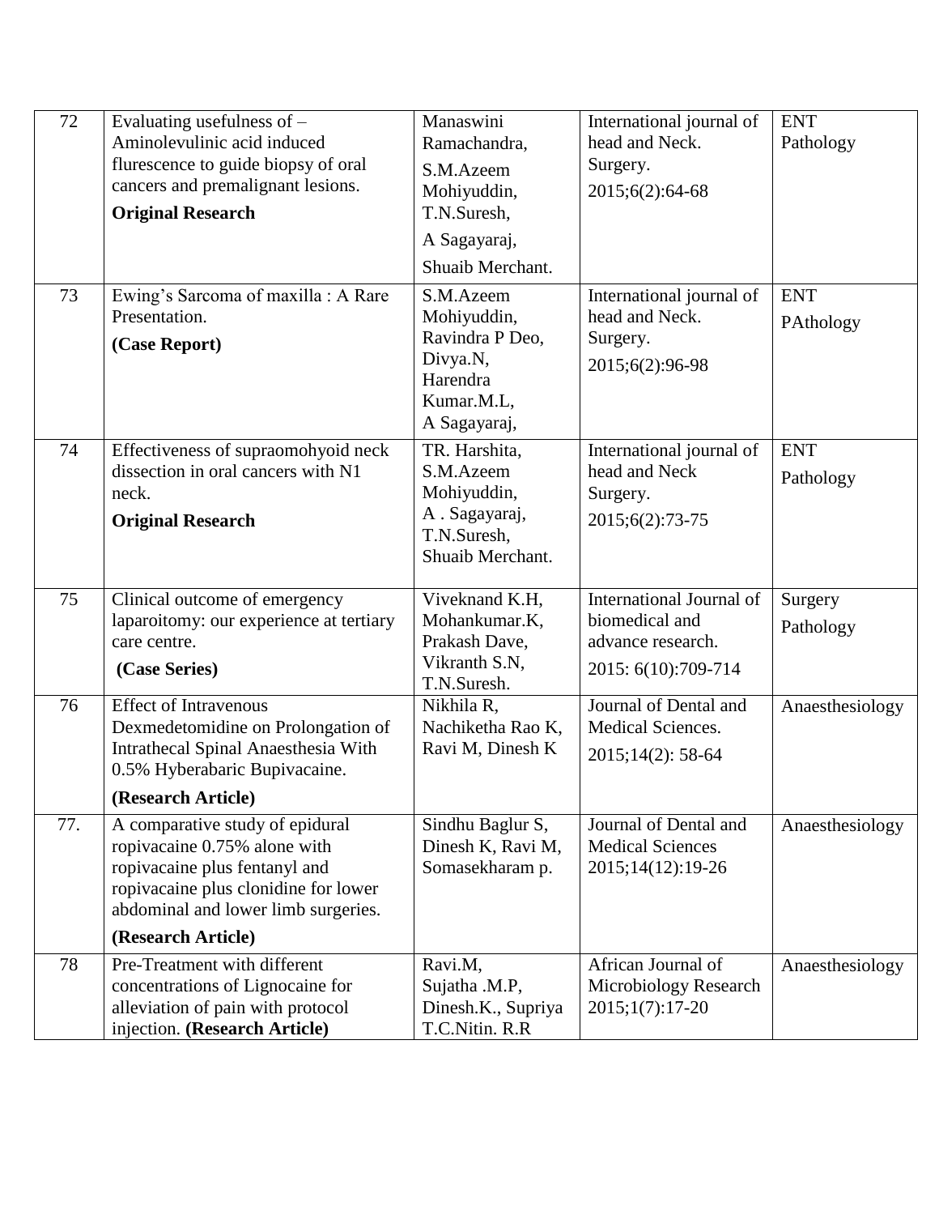| 72 | Evaluating usefulness of – Aminolevulinic acid induced flurescence to guide biopsy of oral cancers and premalignant lesions. **Original Research** | Manaswini Ramachandra, S.M.Azeem Mohiyuddin, T.N.Suresh, A Sagayaraj, Shuaib Merchant. | International journal of head and Neck. Surgery. 2015;6(2):64-68 | ENT Pathology |
|---|---|---|---|---|
| 73 | Ewing's Sarcoma of maxilla : A Rare Presentation. **(Case Report)** | S.M.Azeem Mohiyuddin, Ravindra P Deo, Divya.N, Harendra Kumar.M.L, A Sagayaraj, | International journal of head and Neck. Surgery. 2015;6(2):96-98 | ENT PAthology |
| 74 | Effectiveness of supraomohyoid neck dissection in oral cancers with N1 neck. **Original Research** | TR. Harshita, S.M.Azeem Mohiyuddin, A . Sagayaraj, T.N.Suresh, Shuaib Merchant. | International journal of head and Neck Surgery. 2015;6(2):73-75 | ENT Pathology |
| 75 | Clinical outcome of emergency laparoitomy: our experience at tertiary care centre. **(Case Series)** | Viveknand K.H, Mohankumar.K, Prakash Dave, Vikranth S.N, T.N.Suresh. | International Journal of biomedical and advance research. 2015: 6(10):709-714 | Surgery Pathology |
| 76 | Effect of Intravenous Dexmedetomidine on Prolongation of Intrathecal Spinal Anaesthesia With 0.5% Hyberabaric Bupivacaine. **(Research Article)** | Nikhila R, Nachiketha Rao K, Ravi M, Dinesh K | Journal of Dental and Medical Sciences. 2015;14(2): 58-64 | Anaesthesiology |
| 77. | A comparative study of epidural ropivacaine 0.75% alone with ropivacaine plus fentanyl and ropivacaine plus clonidine for lower abdominal and lower limb surgeries. **(Research Article)** | Sindhu Baglur S, Dinesh K, Ravi M, Somasekharam p. | Journal of Dental and Medical Sciences 2015;14(12):19-26 | Anaesthesiology |
| 78 | Pre-Treatment with different concentrations of Lignocaine for alleviation of pain with protocol injection. **(Research Article)** | Ravi.M, Sujatha .M.P, Dinesh.K., Supriya T.C.Nitin. R.R | African Journal of Microbiology Research 2015;1(7):17-20 | Anaesthesiology |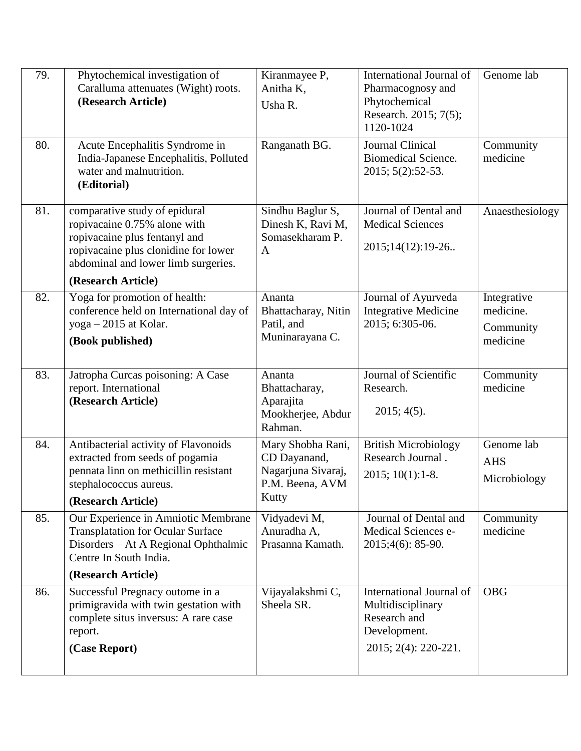| 79. | Phytochemical investigation of Caralluma attenuates (Wight) roots. **(Research Article)** | Kiranmayee P, Anitha K, Usha R. | International Journal of Pharmacognosy and Phytochemical Research. 2015; 7(5); 1120-1024 | Genome lab |
|---|---|---|---|---|
| 80. | Acute Encephalitis Syndrome in India-Japanese Encephalitis, Polluted water and malnutrition. **(Editorial)** | Ranganath BG. | Journal Clinical Biomedical Science. 2015; 5(2):52-53. | Community medicine |
| 81. | comparative study of epidural ropivacaine 0.75% alone with ropivacaine plus fentanyl and ropivacaine plus clonidine for lower abdominal and lower limb surgeries. **(Research Article)** | Sindhu Baglur S, Dinesh K, Ravi M, Somasekharam P. A | Journal of Dental and Medical Sciences 2015;14(12):19-26.. | Anaesthesiology |
| 82. | Yoga for promotion of health: conference held on International day of yoga – 2015 at Kolar. **(Book published)** | Ananta Bhattacharay, Nitin Patil, and Muninarayana C. | Journal of Ayurveda Integrative Medicine 2015; 6:305-06. | Integrative medicine. Community medicine |
| 83. | Jatropha Curcas poisoning: A Case report. International **(Research Article)** | Ananta Bhattacharay, Aparajita Mookherjee, Abdur Rahman. | Journal of Scientific Research. 2015; 4(5). | Community medicine |
| 84. | Antibacterial activity of Flavonoids extracted from seeds of pogamia pennata linn on methicillin resistant stephalococcus aureus. **(Research Article)** | Mary Shobha Rani, CD Dayanand, Nagarjuna Sivaraj, P.M. Beena, AVM Kutty | British Microbiology Research Journal . 2015; 10(1):1-8. | Genome lab AHS Microbiology |
| 85. | Our Experience in Amniotic Membrane Transplatation for Ocular Surface Disorders – At A Regional Ophthalmic Centre In South India. **(Research Article)** | Vidyadevi M, Anuradha A, Prasanna Kamath. | Journal of Dental and Medical Sciences e-2015;4(6): 85-90. | Community medicine |
| 86. | Successful Pregnacy outome in a primigravida with twin gestation with complete situs inversus: A rare case report. **(Case Report)** | Vijayalakshmi C, Sheela SR. | International Journal of Multidisciplinary Research and Development. 2015; 2(4): 220-221. | OBG |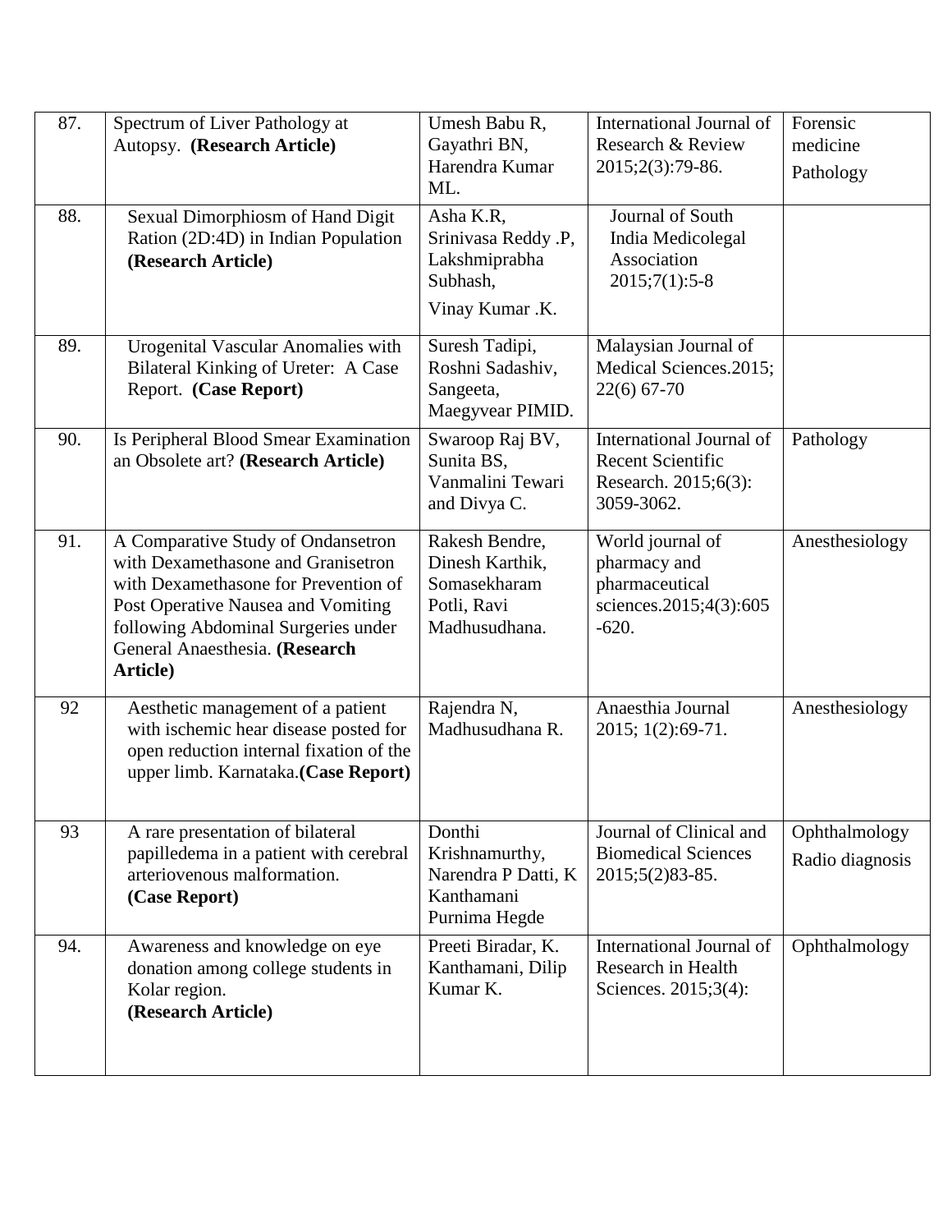| 87. | Spectrum of Liver Pathology at Autopsy. **(Research Article)** | Umesh Babu R, Gayathri BN, Harendra Kumar ML. | International Journal of Research & Review 2015;2(3):79-86. | Forensic medicine Pathology |
|---|---|---|---|---|
| 88. | Sexual Dimorphiosm of Hand Digit Ration (2D:4D) in Indian Population **(Research Article)** | Asha K.R, Srinivasa Reddy .P, Lakshmiprabha Subhash, Vinay Kumar .K. | Journal of South India Medicolegal Association 2015;7(1):5-8 | |
| 89. | Urogenital Vascular Anomalies with Bilateral Kinking of Ureter: A Case Report. **(Case Report)** | Suresh Tadipi, Roshni Sadashiv, Sangeeta, Maegyvear PIMID. | Malaysian Journal of Medical Sciences.2015; 22(6) 67-70 | |
| 90. | Is Peripheral Blood Smear Examination an Obsolete art? **(Research Article)** | Swaroop Raj BV, Sunita BS, Vanmalini Tewari and Divya C. | International Journal of Recent Scientific Research. 2015;6(3): 3059-3062. | Pathology |
| 91. | A Comparative Study of Ondansetron with Dexamethasone and Granisetron with Dexamethasone for Prevention of Post Operative Nausea and Vomiting following Abdominal Surgeries under General Anaesthesia. **(Research Article)** | Rakesh Bendre, Dinesh Karthik, Somasekharam Potli, Ravi Madhusudhana. | World journal of pharmacy and pharmaceutical sciences.2015;4(3):605 -620. | Anesthesiology |
| 92 | Aesthetic management of a patient with ischemic hear disease posted for open reduction internal fixation of the upper limb. Karnataka.**(Case Report)** | Rajendra N, Madhusudhana R. | Anaesthia Journal 2015; 1(2):69-71. | Anesthesiology |
| 93 | A rare presentation of bilateral papilledema in a patient with cerebral arteriovenous malformation. **(Case Report)** | Donthi Krishnamurthy, Narendra P Datti, K Kanthamani Purnima Hegde | Journal of Clinical and Biomedical Sciences 2015;5(2)83-85. | Ophthalmology Radio diagnosis |
| 94. | Awareness and knowledge on eye donation among college students in Kolar region. **(Research Article)** | Preeti Biradar, K. Kanthamani, Dilip Kumar K. | International Journal of Research in Health Sciences. 2015;3(4): | Ophthalmology |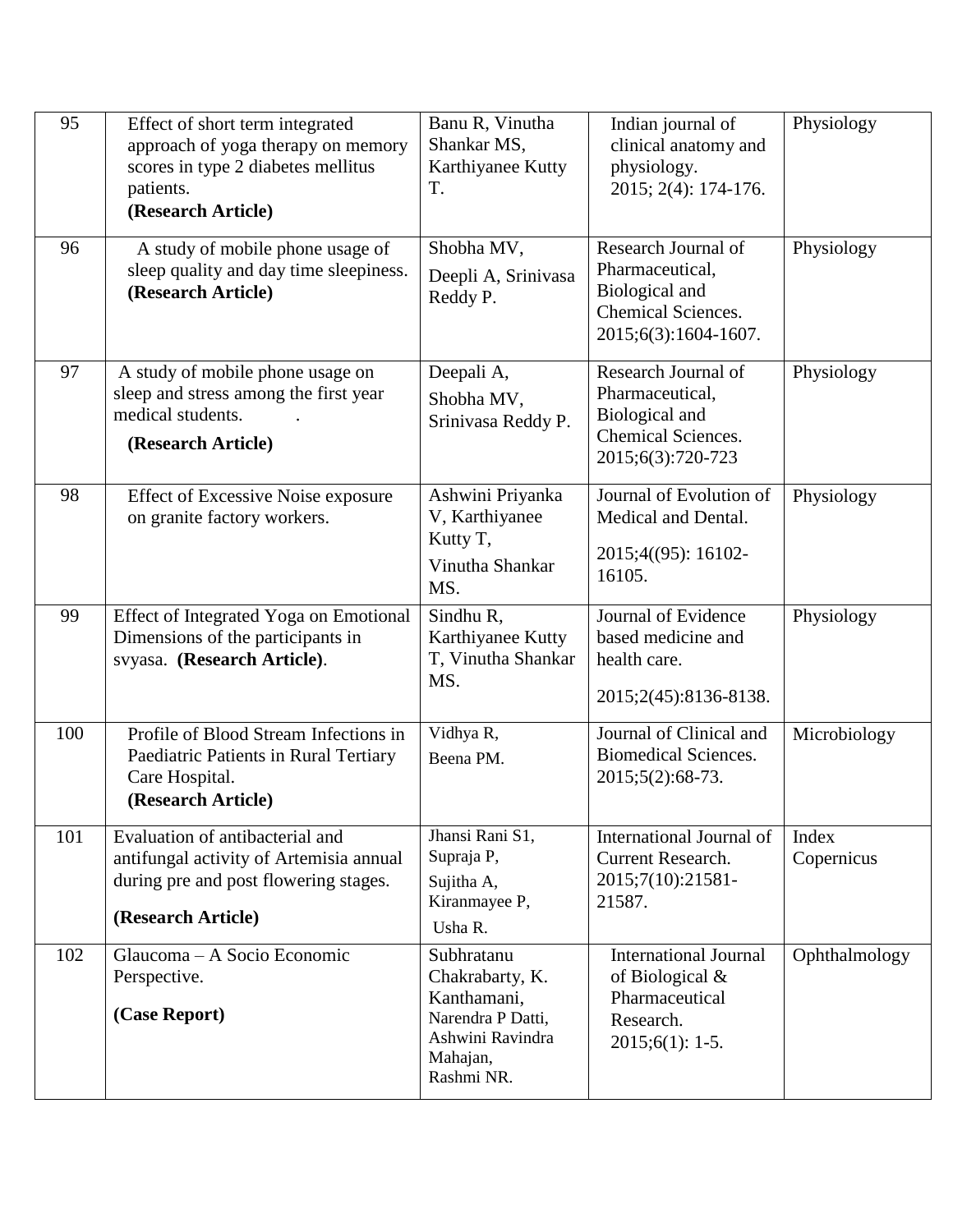| 95 | Effect of short term integrated approach of yoga therapy on memory scores in type 2 diabetes mellitus patients. **(Research Article)** | Banu R, Vinutha Shankar MS, Karthiyanee Kutty T. | Indian journal of clinical anatomy and physiology. 2015; 2(4): 174-176. | Physiology |
|---|---|---|---|---|
| 96 | A study of mobile phone usage of sleep quality and day time sleepiness. **(Research Article)** | Shobha MV, Deepli A, Srinivasa Reddy P. | Research Journal of Pharmaceutical, Biological and Chemical Sciences. 2015;6(3):1604-1607. | Physiology |
| 97 | A study of mobile phone usage on sleep and stress among the first year medical students. . **(Research Article)** | Deepali A, Shobha MV, Srinivasa Reddy P. | Research Journal of Pharmaceutical, Biological and Chemical Sciences. 2015;6(3):720-723 | Physiology |
| 98 | Effect of Excessive Noise exposure on granite factory workers. | Ashwini Priyanka V, Karthiyanee Kutty T, Vinutha Shankar MS. | Journal of Evolution of Medical and Dental. 2015;4((95): 16102-16105. | Physiology |
| 99 | Effect of Integrated Yoga on Emotional Dimensions of the participants in svyasa. **(Research Article)**. | Sindhu R, Karthiyanee Kutty T, Vinutha Shankar MS. | Journal of Evidence based medicine and health care. 2015;2(45):8136-8138. | Physiology |
| 100 | Profile of Blood Stream Infections in Paediatric Patients in Rural Tertiary Care Hospital. **(Research Article)** | Vidhya R, Beena PM. | Journal of Clinical and Biomedical Sciences. 2015;5(2):68-73. | Microbiology |
| 101 | Evaluation of antibacterial and antifungal activity of Artemisia annual during pre and post flowering stages. **(Research Article)** | Jhansi Rani S1, Supraja P, Sujitha A, Kiranmayee P, Usha R. | International Journal of Current Research. 2015;7(10):21581-21587. | Index Copernicus |
| 102 | Glaucoma – A Socio Economic Perspective. **(Case Report)** | Subhratanu Chakrabarty, K. Kanthamani, Narendra P Datti, Ashwini Ravindra Mahajan, Rashmi NR. | International Journal of Biological & Pharmaceutical Research. 2015;6(1): 1-5. | Ophthalmology |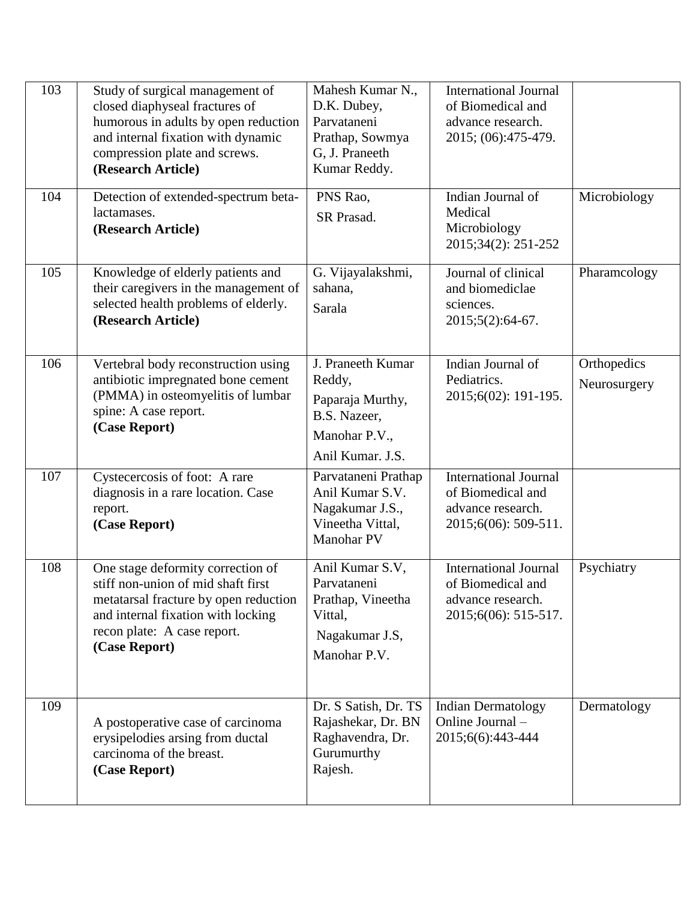| 103 | Study of surgical management of closed diaphyseal fractures of humorous in adults by open reduction and internal fixation with dynamic compression plate and screws. **(Research Article)** | Mahesh Kumar N., D.K. Dubey, Parvataneni Prathap, Sowmya G, J. Praneeth Kumar Reddy. | International Journal of Biomedical and advance research. 2015; (06):475-479. | |
|---|---|---|---|---|
| 104 | Detection of extended-spectrum beta-lactamases. **(Research Article)** | PNS Rao, SR Prasad. | Indian Journal of Medical Microbiology 2015;34(2): 251-252 | Microbiology |
| 105 | Knowledge of elderly patients and their caregivers in the management of selected health problems of elderly. **(Research Article)** | G. Vijayalakshmi, sahana, Sarala | Journal of clinical and biomediclae sciences. 2015;5(2):64-67. | Pharamcology |
| 106 | Vertebral body reconstruction using antibiotic impregnated bone cement (PMMA) in osteomyelitis of lumbar spine: A case report. **(Case Report)** | J. Praneeth Kumar Reddy, Paparaja Murthy, B.S. Nazeer, Manohar P.V., Anil Kumar. J.S. | Indian Journal of Pediatrics. 2015;6(02): 191-195. | Orthopedics Neurosurgery |
| 107 | Cystecercosis of foot: A rare diagnosis in a rare location. Case report. **(Case Report)** | Parvataneni Prathap Anil Kumar S.V. Nagakumar J.S., Vineetha Vittal, Manohar PV | International Journal of Biomedical and advance research. 2015;6(06): 509-511. | |
| 108 | One stage deformity correction of stiff non-union of mid shaft first metatarsal fracture by open reduction and internal fixation with locking recon plate: A case report. **(Case Report)** | Anil Kumar S.V, Parvataneni Prathap, Vineetha Vittal, Nagakumar J.S, Manohar P.V. | International Journal of Biomedical and advance research. 2015;6(06): 515-517. | Psychiatry |
| 109 | A postoperative case of carcinoma erysipelodies arsing from ductal carcinoma of the breast. **(Case Report)** | Dr. S Satish, Dr. TS Rajashekar, Dr. BN Raghavendra, Dr. Gurumurthy Rajesh. | Indian Dermatology Online Journal – 2015;6(6):443-444 | Dermatology |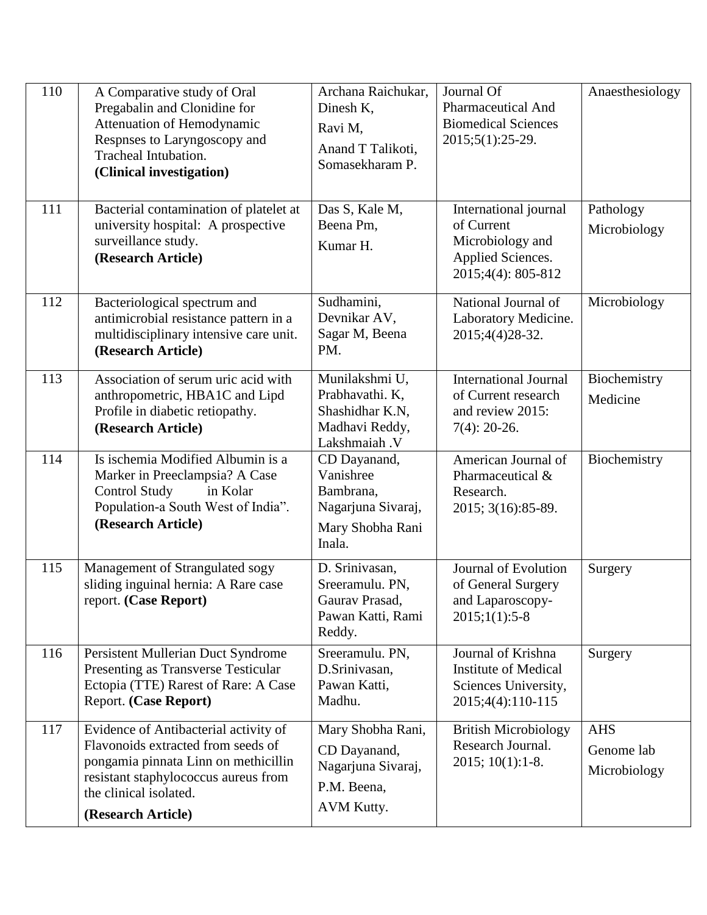| 110 | A Comparative study of Oral Pregabalin and Clonidine for Attenuation of Hemodynamic Respnses to Laryngoscopy and Tracheal Intubation. **(Clinical investigation)** | Archana Raichukar, Dinesh K, Ravi M, Anand T Talikoti, Somasekharam P. | Journal Of Pharmaceutical And Biomedical Sciences 2015;5(1):25-29. | Anaesthesiology |
|---|---|---|---|---|
| 111 | Bacterial contamination of platelet at university hospital: A prospective surveillance study. **(Research Article)** | Das S, Kale M, Beena Pm, Kumar H. | International journal of Current Microbiology and Applied Sciences. 2015;4(4): 805-812 | Pathology Microbiology |
| 112 | Bacteriological spectrum and antimicrobial resistance pattern in a multidisciplinary intensive care unit. **(Research Article)** | Sudhamini, Devnikar AV, Sagar M, Beena PM. | National Journal of Laboratory Medicine. 2015;4(4)28-32. | Microbiology |
| 113 | Association of serum uric acid with anthropometric, HBA1C and Lipd Profile in diabetic retiopathy. **(Research Article)** | Munilakshmi U, Prabhavathi. K, Shashidhar K.N, Madhavi Reddy, Lakshmaiah .V | International Journal of Current research and review 2015: 7(4): 20-26. | Biochemistry Medicine |
| 114 | Is ischemia Modified Albumin is a Marker in Preeclampsia? A Case Control Study in Kolar Population-a South West of India". **(Research Article)** | CD Dayanand, Vanishree Bambrana, Nagarjuna Sivaraj, Mary Shobha Rani Inala. | American Journal of Pharmaceutical & Research. 2015; 3(16):85-89. | Biochemistry |
| 115 | Management of Strangulated sogy sliding inguinal hernia: A Rare case report. **(Case Report)** | D. Srinivasan, Sreeramulu. PN, Gaurav Prasad, Pawan Katti, Rami Reddy. | Journal of Evolution of General Surgery and Laparoscopy-2015;1(1):5-8 | Surgery |
| 116 | Persistent Mullerian Duct Syndrome Presenting as Transverse Testicular Ectopia (TTE) Rarest of Rare: A Case Report. **(Case Report)** | Sreeramulu. PN, D.Srinivasan, Pawan Katti, Madhu. | Journal of Krishna Institute of Medical Sciences University, 2015;4(4):110-115 | Surgery |
| 117 | Evidence of Antibacterial activity of Flavonoids extracted from seeds of pongamia pinnata Linn on methicillin resistant staphylococcus aureus from the clinical isolated. **(Research Article)** | Mary Shobha Rani, CD Dayanand, Nagarjuna Sivaraj, P.M. Beena, AVM Kutty. | British Microbiology Research Journal. 2015; 10(1):1-8. | AHS Genome lab Microbiology |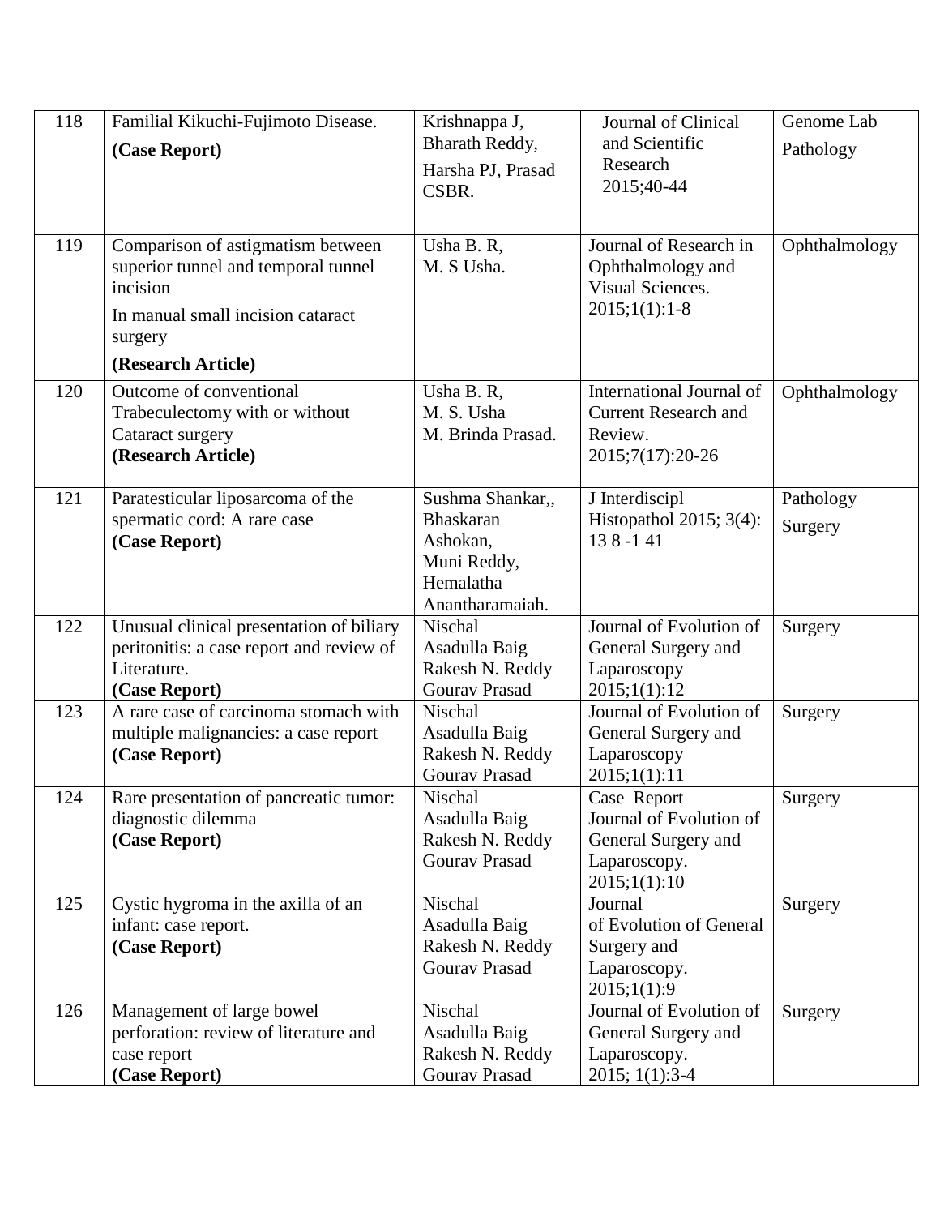| 118 | Familial Kikuchi-Fujimoto Disease. **(Case Report)** | Krishnappa J, Bharath Reddy, Harsha PJ, Prasad CSBR. | Journal of Clinical and Scientific Research 2015;40-44 | Genome Lab Pathology |
|---|---|---|---|---|
| 119 | Comparison of astigmatism between superior tunnel and temporal tunnel incision In manual small incision cataract surgery **(Research Article)** | Usha B. R, M. S Usha. | Journal of Research in Ophthalmology and Visual Sciences. 2015;1(1):1-8 | Ophthalmology |
| 120 | Outcome of conventional Trabeculectomy with or without Cataract surgery **(Research Article)** | Usha B. R, M. S. Usha M. Brinda Prasad. | International Journal of Current Research and Review. 2015;7(17):20-26 | Ophthalmology |
| 121 | Paratesticular liposarcoma of the spermatic cord: A rare case **(Case Report)** | Sushma Shankar,, Bhaskaran Ashokan, Muni Reddy, Hemalatha Anantharamaiah. | J Interdiscipl Histopathol 2015; 3(4): 13 8 -1 41 | Pathology Surgery |
| 122 | Unusual clinical presentation of biliary peritonitis: a case report and review of Literature. **(Case Report)** | Nischal Asadulla Baig Rakesh N. Reddy Gourav Prasad | Journal of Evolution of General Surgery and Laparoscopy 2015;1(1):12 | Surgery |
| 123 | A rare case of carcinoma stomach with multiple malignancies: a case report **(Case Report)** | Nischal Asadulla Baig Rakesh N. Reddy Gourav Prasad | Journal of Evolution of General Surgery and Laparoscopy 2015;1(1):11 | Surgery |
| 124 | Rare presentation of pancreatic tumor: diagnostic dilemma **(Case Report)** | Nischal Asadulla Baig Rakesh N. Reddy Gourav Prasad | Case Report Journal of Evolution of General Surgery and Laparoscopy. 2015;1(1):10 | Surgery |
| 125 | Cystic hygroma in the axilla of an infant: case report. **(Case Report)** | Nischal Asadulla Baig Rakesh N. Reddy Gourav Prasad | Journal of Evolution of General Surgery and Laparoscopy. 2015;1(1):9 | Surgery |
| 126 | Management of large bowel perforation: review of literature and case report **(Case Report)** | Nischal Asadulla Baig Rakesh N. Reddy Gourav Prasad | Journal of Evolution of General Surgery and Laparoscopy. 2015; 1(1):3-4 | Surgery |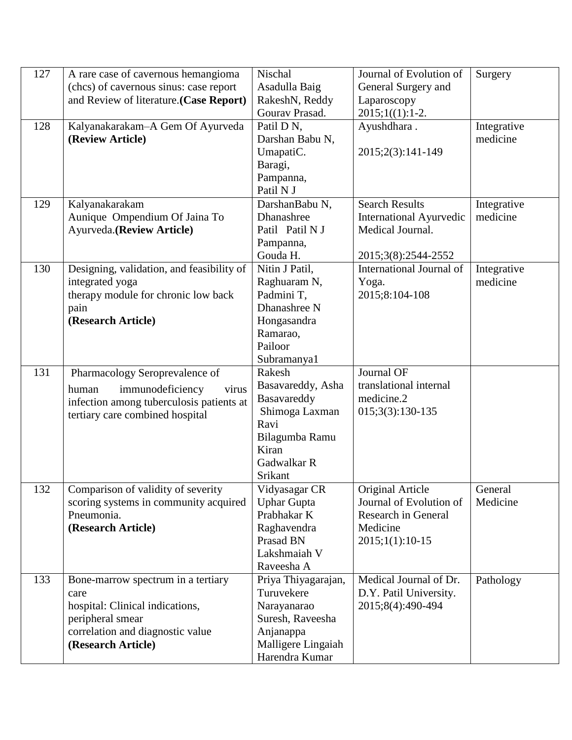| 127 | A rare case of cavernous hemangioma (chcs) of cavernous sinus: case report and Review of literature.**(Case Report)** | Nischal Asadulla Baig RakeshN, Reddy Gourav Prasad. | Journal of Evolution of General Surgery and Laparoscopy 2015;1((1):1-2. | Surgery |
|---|---|---|---|---|
| 128 | Kalyanakarakam–A Gem Of Ayurveda **(Review Article)** | Patil D N, Darshan Babu N, UmapatiC. Baragi, Pampanna, Patil N J | Ayushdhara . 2015;2(3):141-149 | Integrative medicine |
| 129 | Kalyanakarakam Aunique Ompendium Of Jaina To Ayurveda.**(Review Article)** | DarshanBabu N, Dhanashree Patil Patil N J Pampanna, Gouda H. | Search Results International Ayurvedic Medical Journal. 2015;3(8):2544-2552 | Integrative medicine |
| 130 | Designing, validation, and feasibility of integrated yoga therapy module for chronic low back pain **(Research Article)** | Nitin J Patil, Raghuaram N, Padmini T, Dhanashree N Hongasandra Ramarao, Pailoor Subramanya1 | International Journal of Yoga. 2015;8:104-108 | Integrative medicine |
| 131 | Pharmacology Seroprevalence of human immunodeficiency virus infection among tuberculosis patients at tertiary care combined hospital | Rakesh Basavareddy, Asha Basavareddy Shimoga Laxman Ravi Bilagumba Ramu Kiran Gadwalkar R Srikant | Journal OF translational internal medicine.2 015;3(3):130-135 | |
| 132 | Comparison of validity of severity scoring systems in community acquired Pneumonia. **(Research Article)** | Vidyasagar CR Uphar Gupta Prabhakar K Raghavendra Prasad BN Lakshmaiah V Raveesha A | Original Article Journal of Evolution of Research in General Medicine 2015;1(1):10-15 | General Medicine |
| 133 | Bone-marrow spectrum in a tertiary care hospital: Clinical indications, peripheral smear correlation and diagnostic value **(Research Article)** | Priya Thiyagarajan, Turuvekere Narayanarao Suresh, Raveesha Anjanappa Malligere Lingaiah Harendra Kumar | Medical Journal of Dr. D.Y. Patil University. 2015;8(4):490-494 | Pathology |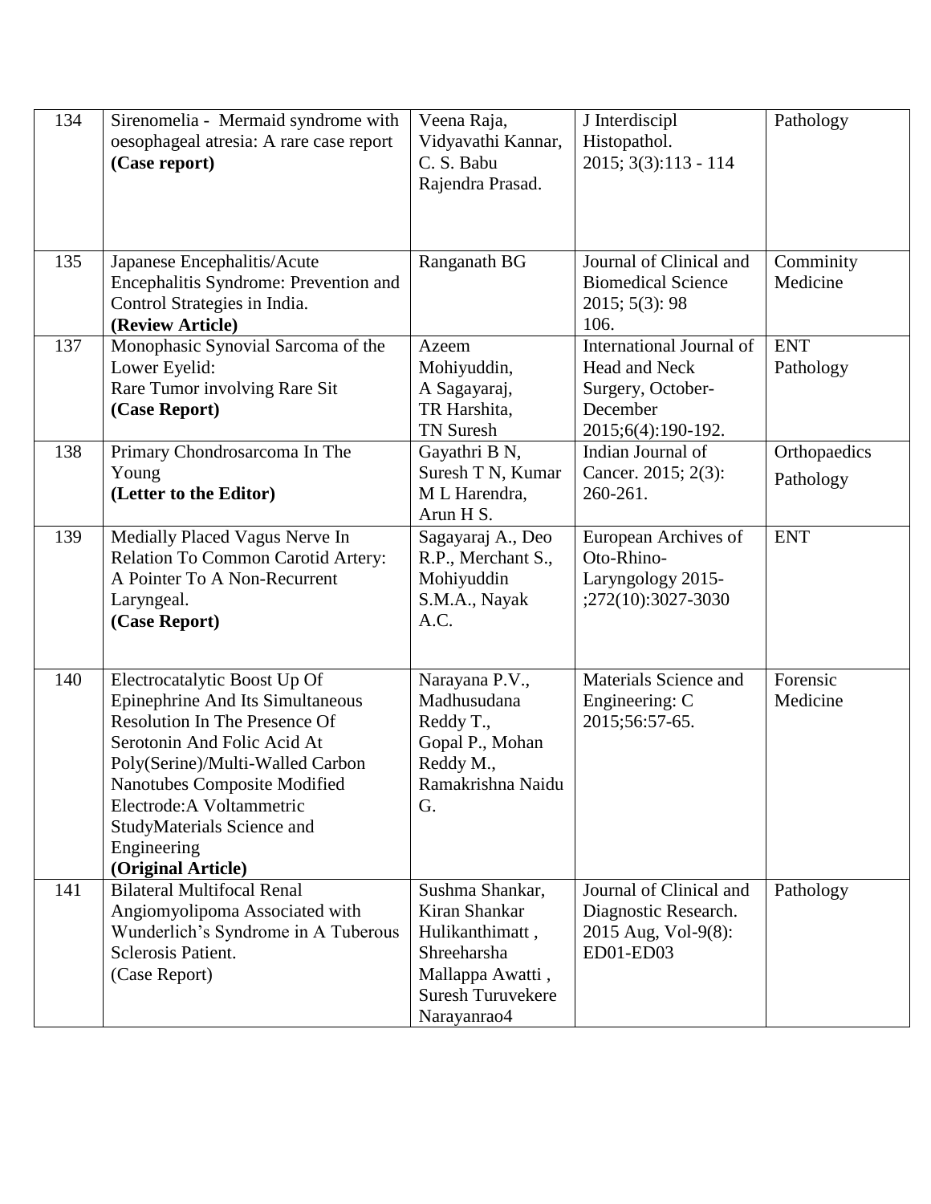| 134 | Sirenomelia - Mermaid syndrome with oesophageal atresia: A rare case report **(Case report)** | Veena Raja, Vidyavathi Kannar, C. S. Babu Rajendra Prasad. | J Interdiscipl Histopathol. 2015; 3(3):113 - 114 | Pathology |
|---|---|---|---|---|
| 135 | Japanese Encephalitis/Acute Encephalitis Syndrome: Prevention and Control Strategies in India. **(Review Article)** | Ranganath BG | Journal of Clinical and Biomedical Science 2015; 5(3): 98 106. | Comminity Medicine |
| 137 | Monophasic Synovial Sarcoma of the Lower Eyelid: Rare Tumor involving Rare Sit **(Case Report)** | Azeem Mohiyuddin, A Sagayaraj, TR Harshita, TN Suresh | International Journal of Head and Neck Surgery, October-December 2015;6(4):190-192. | ENT Pathology |
| 138 | Primary Chondrosarcoma In The Young **(Letter to the Editor)** | Gayathri B N, Suresh T N, Kumar M L Harendra, Arun H S. | Indian Journal of Cancer. 2015; 2(3): 260-261. | Orthopaedics Pathology |
| 139 | Medially Placed Vagus Nerve In Relation To Common Carotid Artery: A Pointer To A Non-Recurrent Laryngeal. **(Case Report)** | Sagayaraj A., Deo R.P., Merchant S., Mohiyuddin S.M.A., Nayak A.C. | European Archives of Oto-Rhino-Laryngology 2015-;272(10):3027-3030 | ENT |
| 140 | Electrocatalytic Boost Up Of Epinephrine And Its Simultaneous Resolution In The Presence Of Serotonin And Folic Acid At Poly(Serine)/Multi-Walled Carbon Nanotubes Composite Modified Electrode:A Voltammetric StudyMaterials Science and Engineering **(Original Article)** | Narayana P.V., Madhusudana Reddy T., Gopal P., Mohan Reddy M., Ramakrishna Naidu G. | Materials Science and Engineering: C 2015;56:57-65. | Forensic Medicine |
| 141 | Bilateral Multifocal Renal Angiomyolipoma Associated with Wunderlich's Syndrome in A Tuberous Sclerosis Patient. (Case Report) | Sushma Shankar, Kiran Shankar Hulikanthimatt , Shreeharsha Mallappa Awatti , Suresh Turuvekere Narayanrao4 | Journal of Clinical and Diagnostic Research. 2015 Aug, Vol-9(8): ED01-ED03 | Pathology |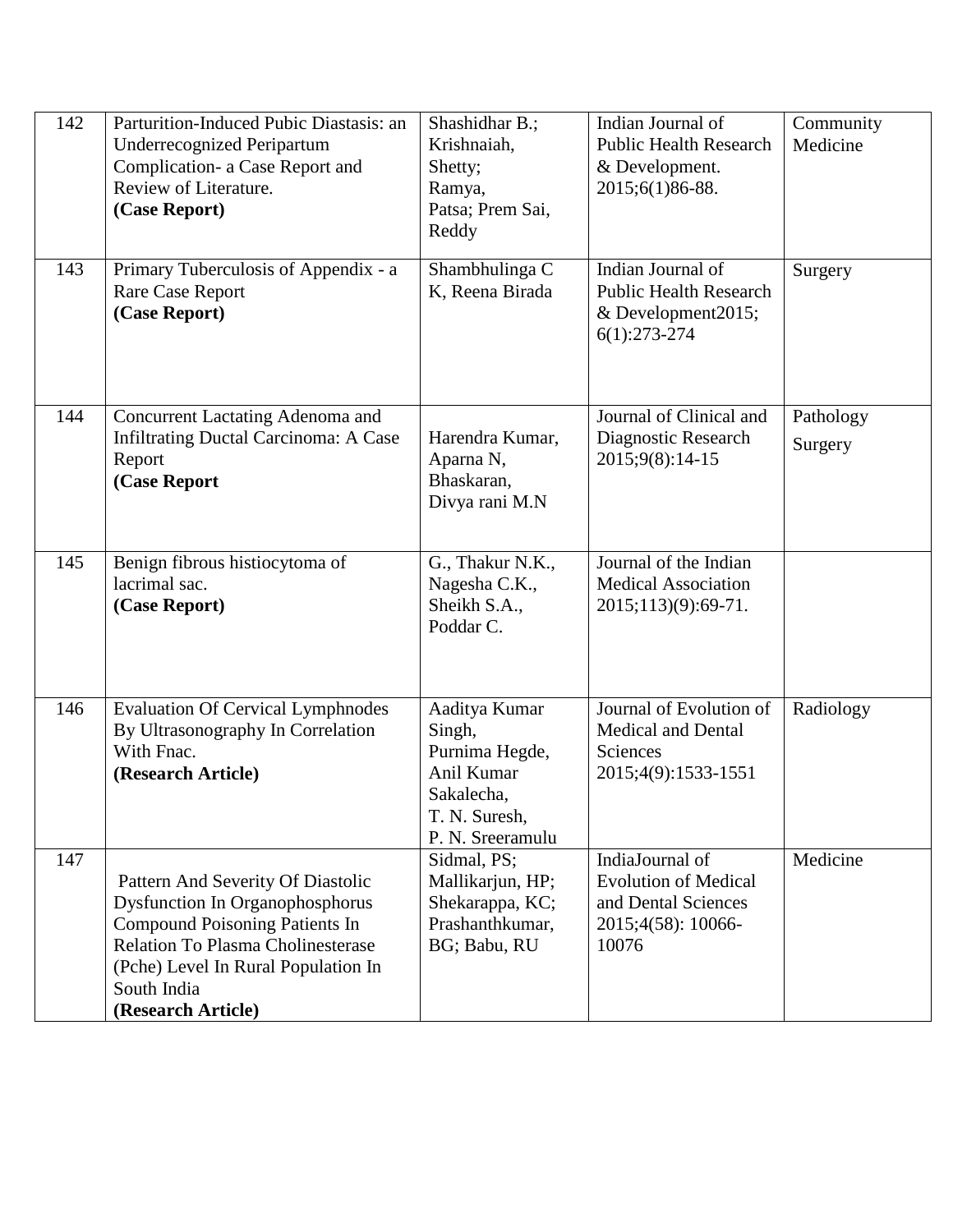| 142 | Parturition-Induced Pubic Diastasis: an Underrecognized Peripartum Complication- a Case Report and Review of Literature. **(Case Report)** | Shashidhar B.; Krishnaiah, Shetty; Ramya, Patsa; Prem Sai, Reddy | Indian Journal of Public Health Research & Development. 2015;6(1)86-88. | Community Medicine |
|---|---|---|---|---|
| 143 | Primary Tuberculosis of Appendix - a Rare Case Report **(Case Report)** | Shambhulinga C K, Reena Birada | Indian Journal of Public Health Research & Development2015; 6(1):273-274 | Surgery |
| 144 | Concurrent Lactating Adenoma and Infiltrating Ductal Carcinoma: A Case Report **(Case Report** | Harendra Kumar, Aparna N, Bhaskaran, Divya rani M.N | Journal of Clinical and Diagnostic Research 2015;9(8):14-15 | Pathology Surgery |
| 145 | Benign fibrous histiocytoma of lacrimal sac. **(Case Report)** | G., Thakur N.K., Nagesha C.K., Sheikh S.A., Poddar C. | Journal of the Indian Medical Association 2015;113)(9):69-71. | |
| 146 | Evaluation Of Cervical Lymphnodes By Ultrasonography In Correlation With Fnac. **(Research Article)** | Aaditya Kumar Singh, Purnima Hegde, Anil Kumar Sakalecha, T. N. Suresh, P. N. Sreeramulu | Journal of Evolution of Medical and Dental Sciences 2015;4(9):1533-1551 | Radiology |
| 147 | Pattern And Severity Of Diastolic Dysfunction In Organophosphorus Compound Poisoning Patients In Relation To Plasma Cholinesterase (Pche) Level In Rural Population In South India **(Research Article)** | Sidmal, PS; Mallikarjun, HP; Shekarappa, KC; Prashanthkumar, BG; Babu, RU | IndiaJournal of Evolution of Medical and Dental Sciences 2015;4(58): 10066-10076 | Medicine |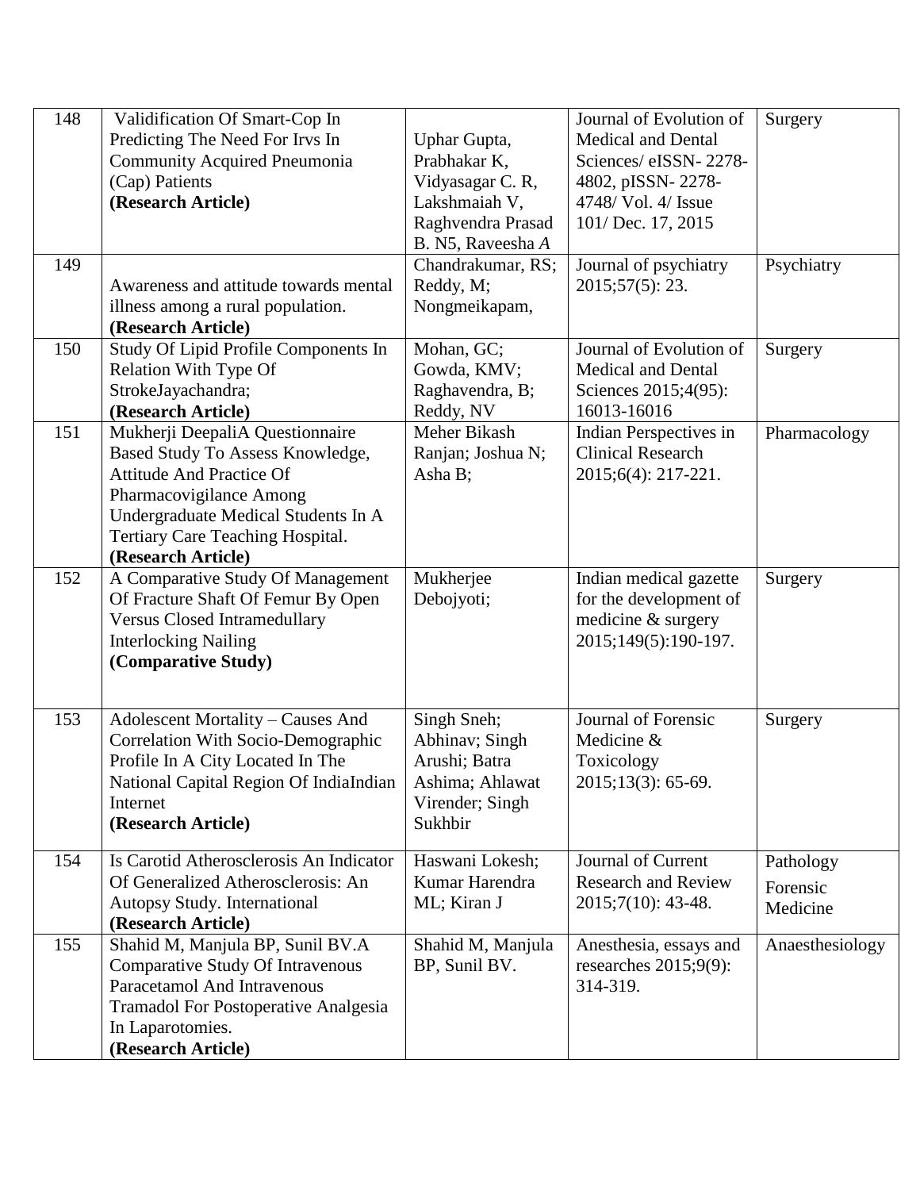| 148 | Validification Of Smart-Cop In Predicting The Need For Irvs In Community Acquired Pneumonia (Cap) Patients **(Research Article)** | Uphar Gupta, Prabhakar K, Vidyasagar C. R, Lakshmaiah V, Raghvendra Prasad B. N5, Raveesha *A* | Journal of Evolution of Medical and Dental Sciences/ eISSN- 2278-4802, pISSN- 2278-4748/ Vol. 4/ Issue 101/ Dec. 17, 2015 | Surgery |
|---|---|---|---|---|
| 149 | Awareness and attitude towards mental illness among a rural population. **(Research Article)** | Chandrakumar, RS; Reddy, M; Nongmeikapam, | Journal of psychiatry 2015;57(5): 23. | Psychiatry |
| 150 | Study Of Lipid Profile Components In Relation With Type Of StrokeJayachandra; **(Research Article)** | Mohan, GC; Gowda, KMV; Raghavendra, B; Reddy, NV | Journal of Evolution of Medical and Dental Sciences 2015;4(95): 16013-16016 | Surgery |
| 151 | Mukherji DeepaliA Questionnaire Based Study To Assess Knowledge, Attitude And Practice Of Pharmacovigilance Among Undergraduate Medical Students In A Tertiary Care Teaching Hospital. **(Research Article)** | Meher Bikash Ranjan; Joshua N; Asha B; | Indian Perspectives in Clinical Research 2015;6(4): 217-221. | Pharmacology |
| 152 | A Comparative Study Of Management Of Fracture Shaft Of Femur By Open Versus Closed Intramedullary Interlocking Nailing **(Comparative Study)** | Mukherjee Debojyoti; | Indian medical gazette for the development of medicine & surgery 2015;149(5):190-197. | Surgery |
| 153 | Adolescent Mortality – Causes And Correlation With Socio-Demographic Profile In A City Located In The National Capital Region Of IndiaIndian Internet **(Research Article)** | Singh Sneh; Abhinav; Singh Arushi; Batra Ashima; Ahlawat Virender; Singh Sukhbir | Journal of Forensic Medicine & Toxicology 2015;13(3): 65-69. | Surgery |
| 154 | Is Carotid Atherosclerosis An Indicator Of Generalized Atherosclerosis: An Autopsy Study. International **(Research Article)** | Haswani Lokesh; Kumar Harendra ML; Kiran J | Journal of Current Research and Review 2015;7(10): 43-48. | Pathology Forensic Medicine |
| 155 | Shahid M, Manjula BP, Sunil BV.A Comparative Study Of Intravenous Paracetamol And Intravenous Tramadol For Postoperative Analgesia In Laparotomies. **(Research Article)** | Shahid M, Manjula BP, Sunil BV. | Anesthesia, essays and researches 2015;9(9): 314-319. | Anaesthesiology |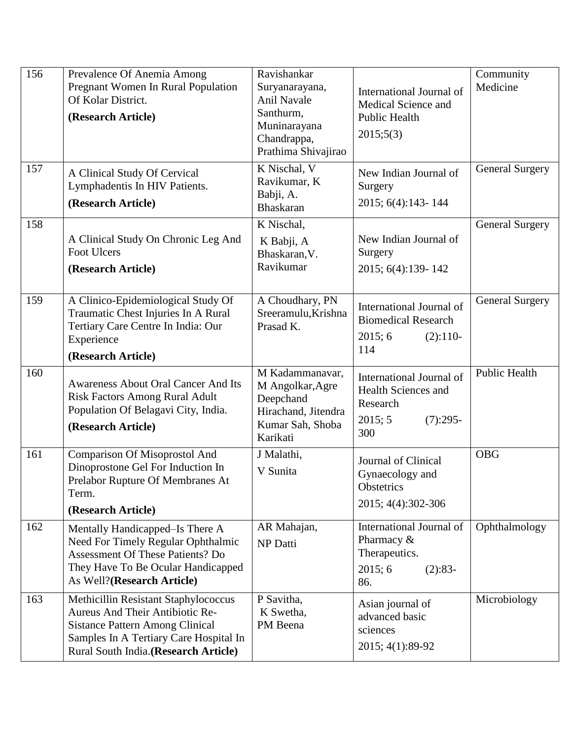| 156 | Prevalence Of Anemia Among Pregnant Women In Rural Population Of Kolar District. **(Research Article)** | Ravishankar Suryanarayana, Anil Navale Santhurm, Muninarayana Chandrappa, Prathima Shivajirao | International Journal of Medical Science and Public Health 2015;5(3) | Community Medicine |
|---|---|---|---|---|
| 157 | A Clinical Study Of Cervical Lymphadentis In HIV Patients. **(Research Article)** | K Nischal, V Ravikumar, K Babji, A. Bhaskaran | New Indian Journal of Surgery 2015; 6(4):143- 144 | General Surgery |
| 158 | A Clinical Study On Chronic Leg And Foot Ulcers **(Research Article)** | K Nischal, K Babji, A Bhaskaran,V. Ravikumar | New Indian Journal of Surgery 2015; 6(4):139- 142 | General Surgery |
| 159 | A Clinico-Epidemiological Study Of Traumatic Chest Injuries In A Rural Tertiary Care Centre In India: Our Experience **(Research Article)** | A Choudhary, PN Sreeramulu,Krishna Prasad K. | International Journal of Biomedical Research 2015; 6 (2):110-114 | General Surgery |
| 160 | Awareness About Oral Cancer And Its Risk Factors Among Rural Adult Population Of Belagavi City, India. **(Research Article)** | M Kadammanavar, M Angolkar,Agre Deepchand Hirachand, Jitendra Kumar Sah, Shoba Karikati | International Journal of Health Sciences and Research 2015; 5 (7):295-300 | Public Health |
| 161 | Comparison Of Misoprostol And Dinoprostone Gel For Induction In Prelabor Rupture Of Membranes At Term. **(Research Article)** | J Malathi, V Sunita | Journal of Clinical Gynaecology and Obstetrics 2015; 4(4):302-306 | OBG |
| 162 | Mentally Handicapped–Is There A Need For Timely Regular Ophthalmic Assessment Of These Patients? Do They Have To Be Ocular Handicapped As Well?**(Research Article)** | AR Mahajan, NP Datti | International Journal of Pharmacy & Therapeutics. 2015; 6 (2):83-86. | Ophthalmology |
| 163 | Methicillin Resistant Staphylococcus Aureus And Their Antibiotic Re-Sistance Pattern Among Clinical Samples In A Tertiary Care Hospital In Rural South India.**(Research Article)** | P Savitha, K Swetha, PM Beena | Asian journal of advanced basic sciences 2015; 4(1):89-92 | Microbiology |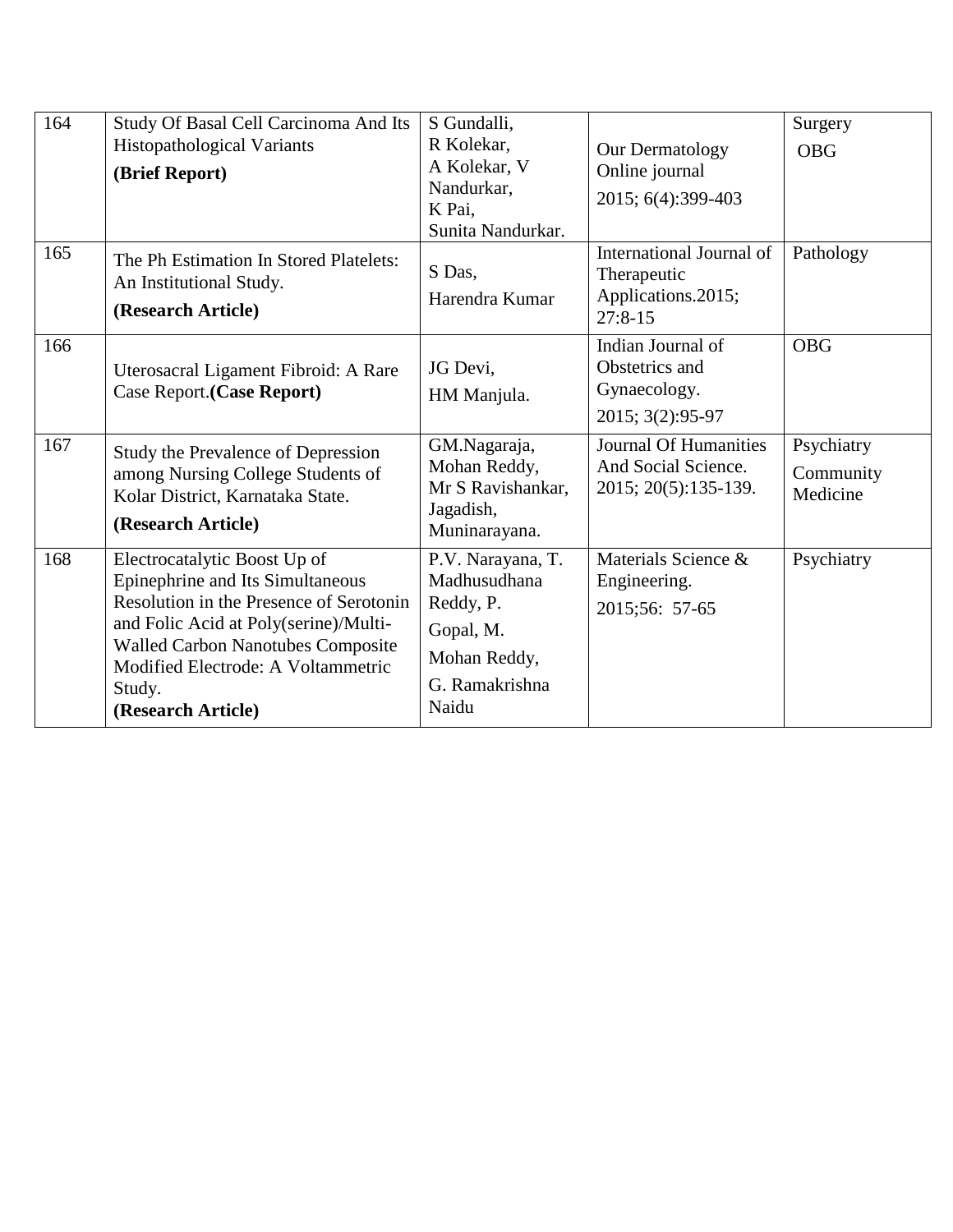| | | | | |
|---|---|---|---|---|
| 164 | Study Of Basal Cell Carcinoma And Its Histopathological Variants **(Brief Report)** | S Gundalli, R Kolekar, A Kolekar, V Nandurkar, K Pai, Sunita Nandurkar. | Our Dermatology Online journal 2015; 6(4):399-403 | Surgery OBG |
| 165 | The Ph Estimation In Stored Platelets: An Institutional Study. **(Research Article)** | S Das, Harendra Kumar | International Journal of Therapeutic Applications.2015; 27:8-15 | Pathology |
| 166 | Uterosacral Ligament Fibroid: A Rare Case Report.**(Case Report)** | JG Devi, HM Manjula. | Indian Journal of Obstetrics and Gynaecology. 2015; 3(2):95-97 | OBG |
| 167 | Study the Prevalence of Depression among Nursing College Students of Kolar District, Karnataka State. **(Research Article)** | GM.Nagaraja, Mohan Reddy, Mr S Ravishankar, Jagadish, Muninarayana. | Journal Of Humanities And Social Science. 2015; 20(5):135-139. | Psychiatry Community Medicine |
| 168 | Electrocatalytic Boost Up of Epinephrine and Its Simultaneous Resolution in the Presence of Serotonin and Folic Acid at Poly(serine)/Multi-Walled Carbon Nanotubes Composite Modified Electrode: A Voltammetric Study. **(Research Article)** | P.V. Narayana, T. Madhusudhana Reddy, P. Gopal, M. Mohan Reddy, G. Ramakrishna Naidu | Materials Science & Engineering. 2015;56: 57-65 | Psychiatry |